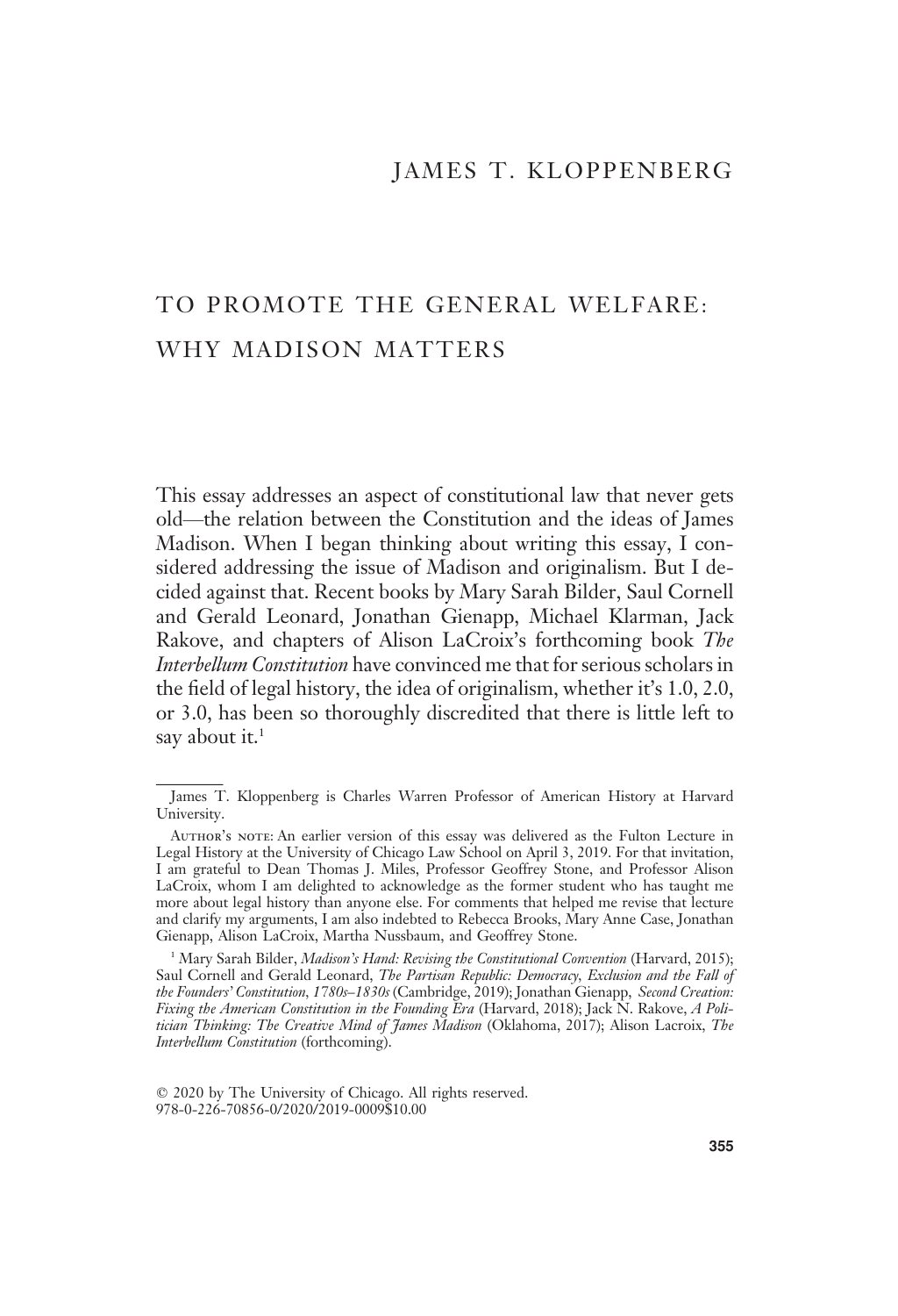JAMES T. KLOPPENBERG

# TO PROMOTE THE GENERAL WELFARE: WHY MADISON MATTERS

This essay addresses an aspect of constitutional law that never gets old—the relation between the Constitution and the ideas of James Madison. When I began thinking about writing this essay, I considered addressing the issue of Madison and originalism. But I decided against that. Recent books by Mary Sarah Bilder, Saul Cornell and Gerald Leonard, Jonathan Gienapp, Michael Klarman, Jack Rakove, and chapters of Alison LaCroix's forthcoming book *The Interbellum Constitution* have convinced me that for serious scholars in the field of legal history, the idea of originalism, whether it's 1.0, 2.0, or 3.0, has been so thoroughly discredited that there is little left to say about it.[1]

---

James T. Kloppenberg is Charles Warren Professor of American History at Harvard University.

AUTHOR'S NOTE: An earlier version of this essay was delivered as the Fulton Lecture in Legal History at the University of Chicago Law School on April 3, 2019. For that invitation, I am grateful to Dean Thomas J. Miles, Professor Geoffrey Stone, and Professor Alison LaCroix, whom I am delighted to acknowledge as the former student who has taught me more about legal history than anyone else. For comments that helped me revise that lecture and clarify my arguments, I am also indebted to Rebecca Brooks, Mary Anne Case, Jonathan Gienapp, Alison LaCroix, Martha Nussbaum, and Geoffrey Stone.

[1] Mary Sarah Bilder, *Madison's Hand: Revising the Constitutional Convention* (Harvard, 2015); Saul Cornell and Gerald Leonard, *The Partisan Republic: Democracy, Exclusion and the Fall of the Founders' Constitution, 1780s–1830s* (Cambridge, 2019); Jonathan Gienapp, *Second Creation: Fixing the American Constitution in the Founding Era* (Harvard, 2018); Jack N. Rakove, *A Politician Thinking: The Creative Mind of James Madison* (Oklahoma, 2017); Alison Lacroix, *The Interbellum Constitution* (forthcoming).

© 2020 by The University of Chicago. All rights reserved.
978-0-226-70856-0/2020/2019-0009$10.00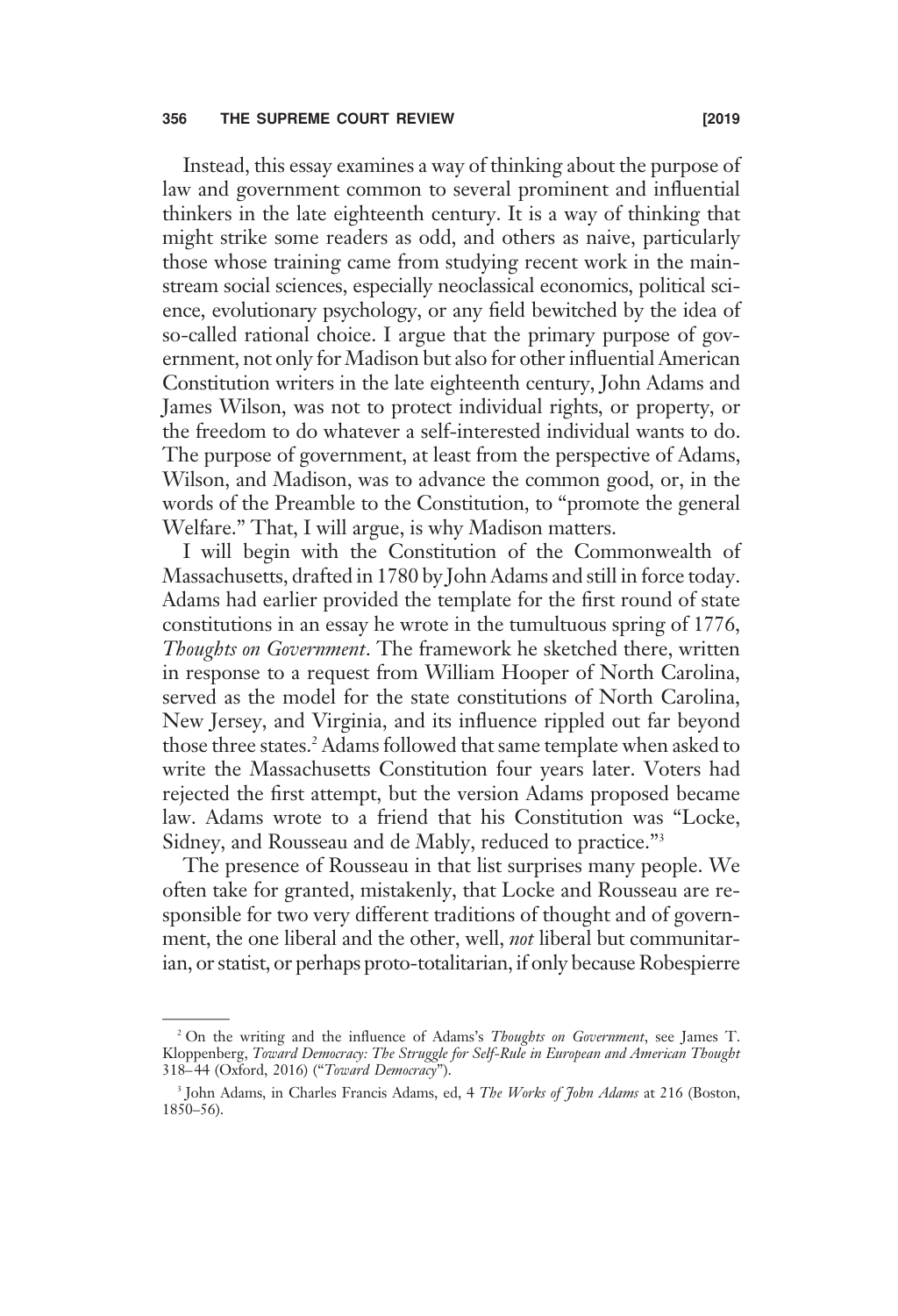Instead, this essay examines a way of thinking about the purpose of law and government common to several prominent and influential thinkers in the late eighteenth century. It is a way of thinking that might strike some readers as odd, and others as naive, particularly those whose training came from studying recent work in the mainstream social sciences, especially neoclassical economics, political science, evolutionary psychology, or any field bewitched by the idea of so-called rational choice. I argue that the primary purpose of government, not only for Madison but also for other influential American Constitution writers in the late eighteenth century, John Adams and James Wilson, was not to protect individual rights, or property, or the freedom to do whatever a self-interested individual wants to do. The purpose of government, at least from the perspective of Adams, Wilson, and Madison, was to advance the common good, or, in the words of the Preamble to the Constitution, to "promote the general Welfare." That, I will argue, is why Madison matters.

I will begin with the Constitution of the Commonwealth of Massachusetts, drafted in 1780 by John Adams and still in force today. Adams had earlier provided the template for the first round of state constitutions in an essay he wrote in the tumultuous spring of 1776, *Thoughts on Government*. The framework he sketched there, written in response to a request from William Hooper of North Carolina, served as the model for the state constitutions of North Carolina, New Jersey, and Virginia, and its influence rippled out far beyond those three states.[2] Adams followed that same template when asked to write the Massachusetts Constitution four years later. Voters had rejected the first attempt, but the version Adams proposed became law. Adams wrote to a friend that his Constitution was "Locke, Sidney, and Rousseau and de Mably, reduced to practice."[3]

The presence of Rousseau in that list surprises many people. We often take for granted, mistakenly, that Locke and Rousseau are responsible for two very different traditions of thought and of government, the one liberal and the other, well, *not* liberal but communitarian, or statist, or perhaps proto-totalitarian, if only because Robespierre

---

[2] On the writing and the influence of Adams's *Thoughts on Government*, see James T. Kloppenberg, *Toward Democracy: The Struggle for Self-Rule in European and American Thought* 318–44 (Oxford, 2016) ("*Toward Democracy*").

[3] John Adams, in Charles Francis Adams, ed, 4 *The Works of John Adams* at 216 (Boston, 1850–56).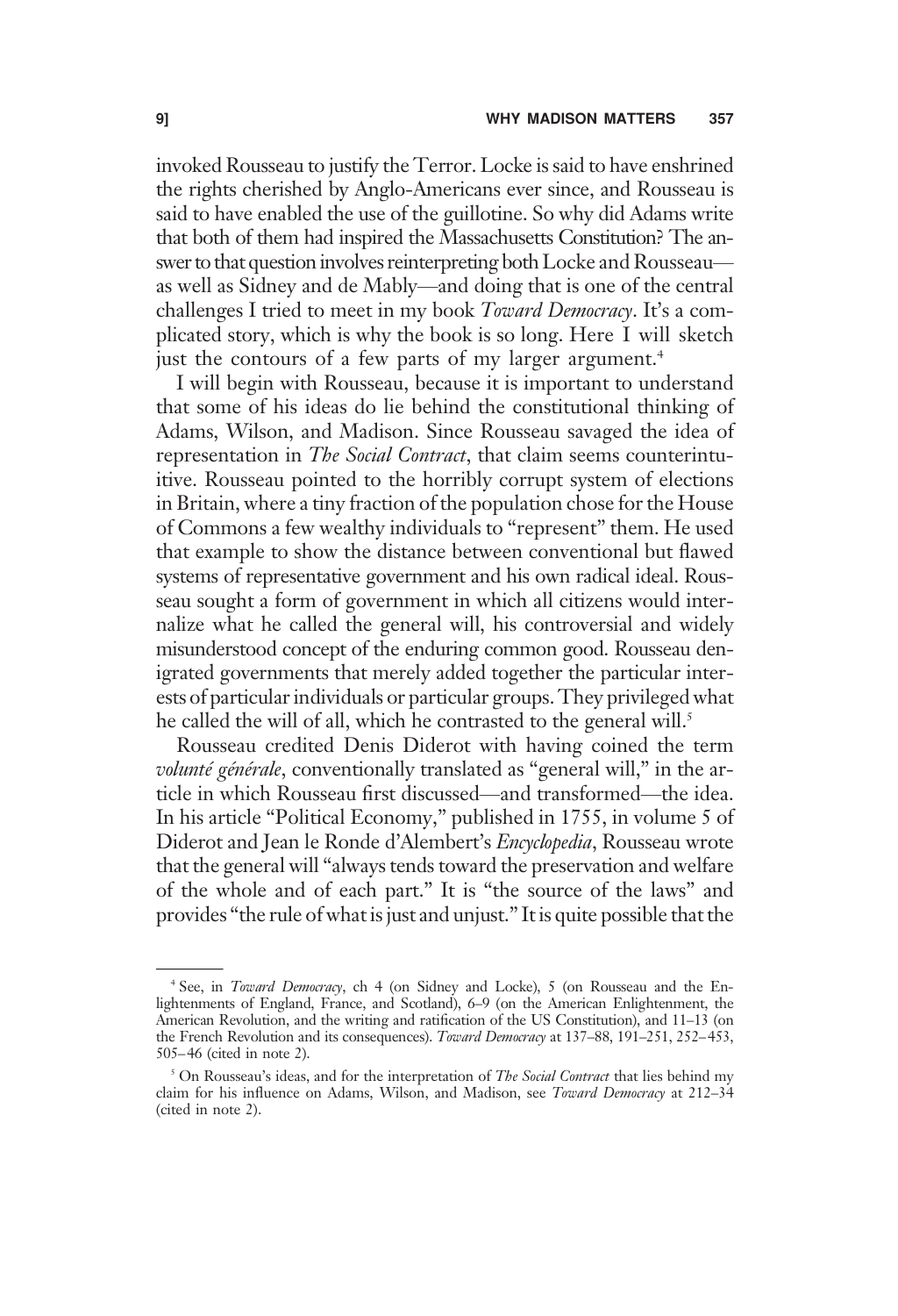invoked Rousseau to justify the Terror. Locke is said to have enshrined the rights cherished by Anglo-Americans ever since, and Rousseau is said to have enabled the use of the guillotine. So why did Adams write that both of them had inspired the Massachusetts Constitution? The answer to that question involves reinterpreting both Locke and Rousseau—as well as Sidney and de Mably—and doing that is one of the central challenges I tried to meet in my book *Toward Democracy*. It's a complicated story, which is why the book is so long. Here I will sketch just the contours of a few parts of my larger argument.[4]

I will begin with Rousseau, because it is important to understand that some of his ideas do lie behind the constitutional thinking of Adams, Wilson, and Madison. Since Rousseau savaged the idea of representation in *The Social Contract*, that claim seems counterintuitive. Rousseau pointed to the horribly corrupt system of elections in Britain, where a tiny fraction of the population chose for the House of Commons a few wealthy individuals to "represent" them. He used that example to show the distance between conventional but flawed systems of representative government and his own radical ideal. Rousseau sought a form of government in which all citizens would internalize what he called the general will, his controversial and widely misunderstood concept of the enduring common good. Rousseau denigrated governments that merely added together the particular interests of particular individuals or particular groups. They privileged what he called the will of all, which he contrasted to the general will.[5]

Rousseau credited Denis Diderot with having coined the term *volunté générale*, conventionally translated as "general will," in the article in which Rousseau first discussed—and transformed—the idea. In his article "Political Economy," published in 1755, in volume 5 of Diderot and Jean le Ronde d'Alembert's *Encyclopedia*, Rousseau wrote that the general will "always tends toward the preservation and welfare of the whole and of each part." It is "the source of the laws" and provides "the rule of what is just and unjust." It is quite possible that the

---

[4] See, in *Toward Democracy*, ch 4 (on Sidney and Locke), 5 (on Rousseau and the Enlightenments of England, France, and Scotland), 6–9 (on the American Enlightenment, the American Revolution, and the writing and ratification of the US Constitution), and 11–13 (on the French Revolution and its consequences). *Toward Democracy* at 137–88, 191–251, 252–453, 505–46 (cited in note 2).

[5] On Rousseau's ideas, and for the interpretation of *The Social Contract* that lies behind my claim for his influence on Adams, Wilson, and Madison, see *Toward Democracy* at 212–34 (cited in note 2).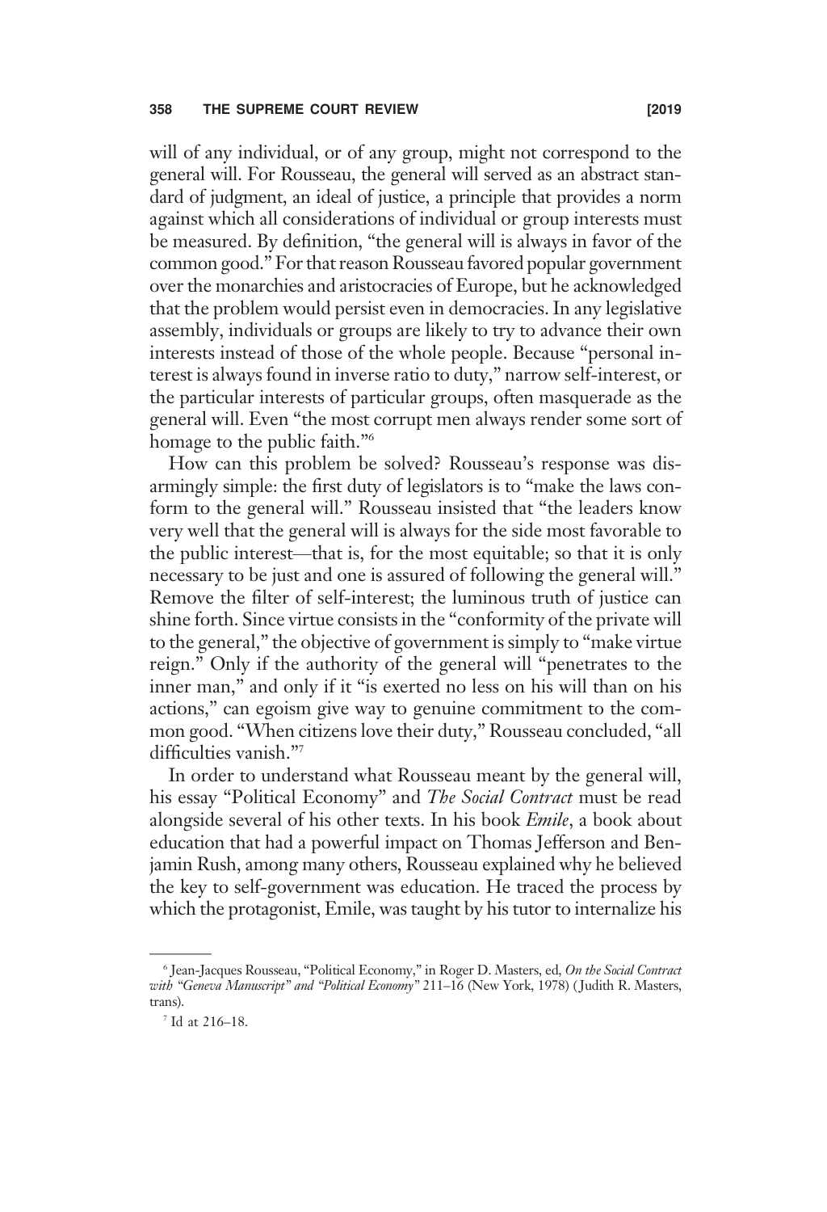will of any individual, or of any group, might not correspond to the general will. For Rousseau, the general will served as an abstract standard of judgment, an ideal of justice, a principle that provides a norm against which all considerations of individual or group interests must be measured. By definition, "the general will is always in favor of the common good." For that reason Rousseau favored popular government over the monarchies and aristocracies of Europe, but he acknowledged that the problem would persist even in democracies. In any legislative assembly, individuals or groups are likely to try to advance their own interests instead of those of the whole people. Because "personal interest is always found in inverse ratio to duty," narrow self-interest, or the particular interests of particular groups, often masquerade as the general will. Even "the most corrupt men always render some sort of homage to the public faith."[6]

How can this problem be solved? Rousseau's response was disarmingly simple: the first duty of legislators is to "make the laws conform to the general will." Rousseau insisted that "the leaders know very well that the general will is always for the side most favorable to the public interest—that is, for the most equitable; so that it is only necessary to be just and one is assured of following the general will." Remove the filter of self-interest; the luminous truth of justice can shine forth. Since virtue consists in the "conformity of the private will to the general," the objective of government is simply to "make virtue reign." Only if the authority of the general will "penetrates to the inner man," and only if it "is exerted no less on his will than on his actions," can egoism give way to genuine commitment to the common good. "When citizens love their duty," Rousseau concluded, "all difficulties vanish."[7]

In order to understand what Rousseau meant by the general will, his essay "Political Economy" and *The Social Contract* must be read alongside several of his other texts. In his book *Emile*, a book about education that had a powerful impact on Thomas Jefferson and Benjamin Rush, among many others, Rousseau explained why he believed the key to self-government was education. He traced the process by which the protagonist, Emile, was taught by his tutor to internalize his

---

[6] Jean-Jacques Rousseau, "Political Economy," in Roger D. Masters, ed, *On the Social Contract with "Geneva Manuscript" and "Political Economy"* 211–16 (New York, 1978) (Judith R. Masters, trans).

[7] Id at 216–18.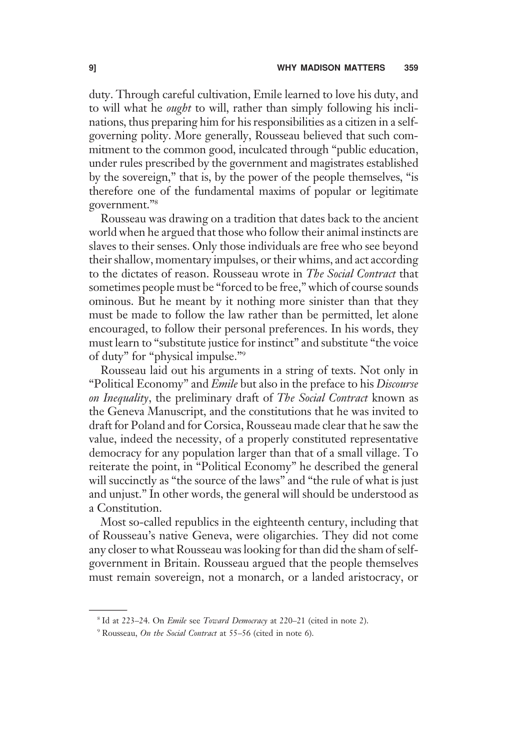duty. Through careful cultivation, Emile learned to love his duty, and to will what he *ought* to will, rather than simply following his inclinations, thus preparing him for his responsibilities as a citizen in a self-governing polity. More generally, Rousseau believed that such commitment to the common good, inculcated through "public education, under rules prescribed by the government and magistrates established by the sovereign," that is, by the power of the people themselves, "is therefore one of the fundamental maxims of popular or legitimate government."[8]

Rousseau was drawing on a tradition that dates back to the ancient world when he argued that those who follow their animal instincts are slaves to their senses. Only those individuals are free who see beyond their shallow, momentary impulses, or their whims, and act according to the dictates of reason. Rousseau wrote in *The Social Contract* that sometimes people must be "forced to be free," which of course sounds ominous. But he meant by it nothing more sinister than that they must be made to follow the law rather than be permitted, let alone encouraged, to follow their personal preferences. In his words, they must learn to "substitute justice for instinct" and substitute "the voice of duty" for "physical impulse."[9]

Rousseau laid out his arguments in a string of texts. Not only in "Political Economy" and *Emile* but also in the preface to his *Discourse on Inequality*, the preliminary draft of *The Social Contract* known as the Geneva Manuscript, and the constitutions that he was invited to draft for Poland and for Corsica, Rousseau made clear that he saw the value, indeed the necessity, of a properly constituted representative democracy for any population larger than that of a small village. To reiterate the point, in "Political Economy" he described the general will succinctly as "the source of the laws" and "the rule of what is just and unjust." In other words, the general will should be understood as a Constitution.

Most so-called republics in the eighteenth century, including that of Rousseau's native Geneva, were oligarchies. They did not come any closer to what Rousseau was looking for than did the sham of self-government in Britain. Rousseau argued that the people themselves must remain sovereign, not a monarch, or a landed aristocracy, or

---

[8] Id at 223–24. On *Emile* see *Toward Democracy* at 220–21 (cited in note 2).

[9] Rousseau, *On the Social Contract* at 55–56 (cited in note 6).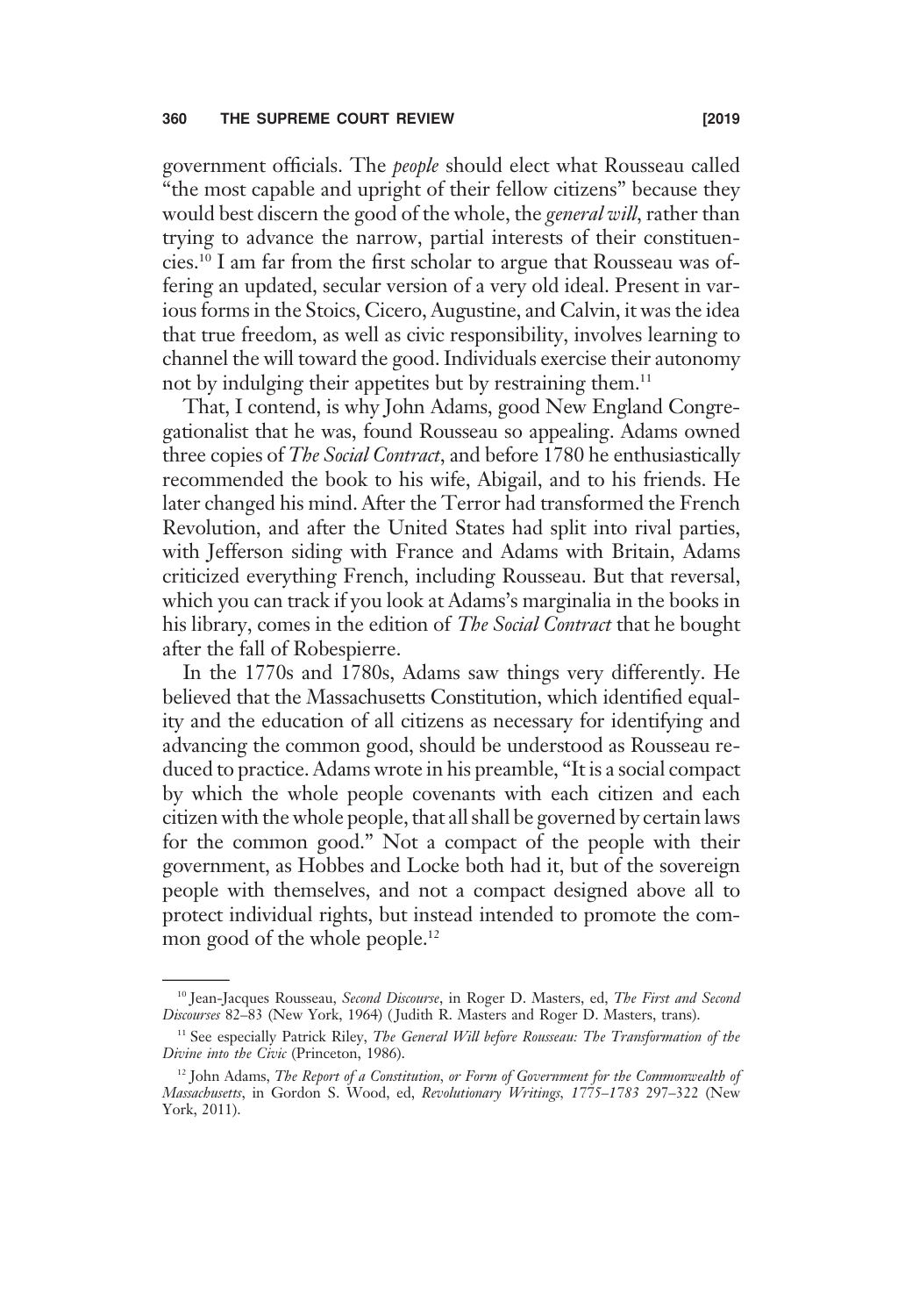government officials. The *people* should elect what Rousseau called "the most capable and upright of their fellow citizens" because they would best discern the good of the whole, the *general will*, rather than trying to advance the narrow, partial interests of their constituencies.[10] I am far from the first scholar to argue that Rousseau was offering an updated, secular version of a very old ideal. Present in various forms in the Stoics, Cicero, Augustine, and Calvin, it was the idea that true freedom, as well as civic responsibility, involves learning to channel the will toward the good. Individuals exercise their autonomy not by indulging their appetites but by restraining them.[11]

That, I contend, is why John Adams, good New England Congregationalist that he was, found Rousseau so appealing. Adams owned three copies of *The Social Contract*, and before 1780 he enthusiastically recommended the book to his wife, Abigail, and to his friends. He later changed his mind. After the Terror had transformed the French Revolution, and after the United States had split into rival parties, with Jefferson siding with France and Adams with Britain, Adams criticized everything French, including Rousseau. But that reversal, which you can track if you look at Adams's marginalia in the books in his library, comes in the edition of *The Social Contract* that he bought after the fall of Robespierre.

In the 1770s and 1780s, Adams saw things very differently. He believed that the Massachusetts Constitution, which identified equality and the education of all citizens as necessary for identifying and advancing the common good, should be understood as Rousseau reduced to practice. Adams wrote in his preamble, "It is a social compact by which the whole people covenants with each citizen and each citizen with the whole people, that all shall be governed by certain laws for the common good." Not a compact of the people with their government, as Hobbes and Locke both had it, but of the sovereign people with themselves, and not a compact designed above all to protect individual rights, but instead intended to promote the common good of the whole people.[12]

---

[10] Jean-Jacques Rousseau, *Second Discourse*, in Roger D. Masters, ed, *The First and Second Discourses* 82–83 (New York, 1964) (Judith R. Masters and Roger D. Masters, trans).

[11] See especially Patrick Riley, *The General Will before Rousseau: The Transformation of the Divine into the Civic* (Princeton, 1986).

[12] John Adams, *The Report of a Constitution, or Form of Government for the Commonwealth of Massachusetts*, in Gordon S. Wood, ed, *Revolutionary Writings, 1775–1783* 297–322 (New York, 2011).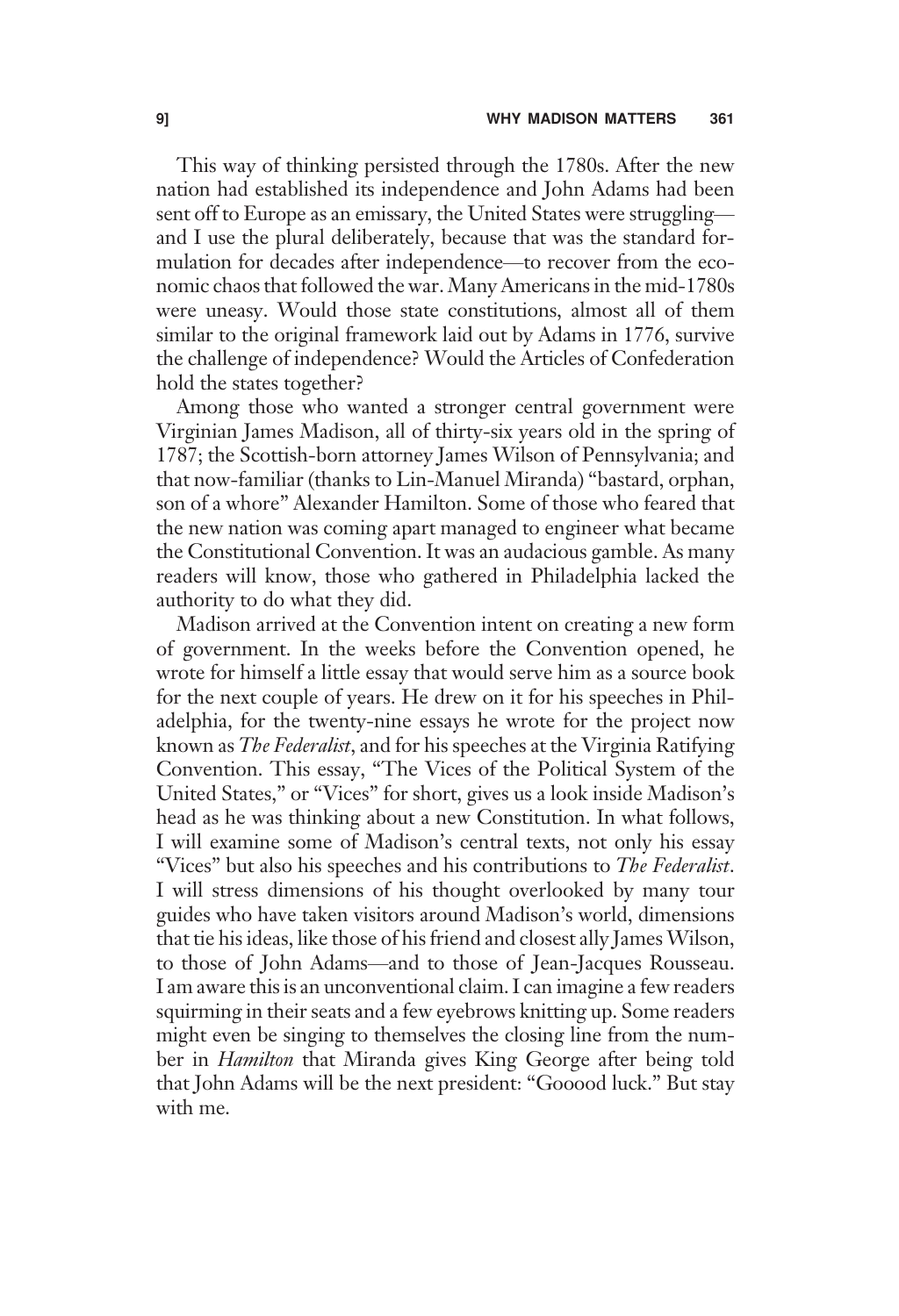This way of thinking persisted through the 1780s. After the new nation had established its independence and John Adams had been sent off to Europe as an emissary, the United States were struggling—and I use the plural deliberately, because that was the standard formulation for decades after independence—to recover from the economic chaos that followed the war. Many Americans in the mid-1780s were uneasy. Would those state constitutions, almost all of them similar to the original framework laid out by Adams in 1776, survive the challenge of independence? Would the Articles of Confederation hold the states together?

Among those who wanted a stronger central government were Virginian James Madison, all of thirty-six years old in the spring of 1787; the Scottish-born attorney James Wilson of Pennsylvania; and that now-familiar (thanks to Lin-Manuel Miranda) "bastard, orphan, son of a whore" Alexander Hamilton. Some of those who feared that the new nation was coming apart managed to engineer what became the Constitutional Convention. It was an audacious gamble. As many readers will know, those who gathered in Philadelphia lacked the authority to do what they did.

Madison arrived at the Convention intent on creating a new form of government. In the weeks before the Convention opened, he wrote for himself a little essay that would serve him as a source book for the next couple of years. He drew on it for his speeches in Philadelphia, for the twenty-nine essays he wrote for the project now known as *The Federalist*, and for his speeches at the Virginia Ratifying Convention. This essay, "The Vices of the Political System of the United States," or "Vices" for short, gives us a look inside Madison's head as he was thinking about a new Constitution. In what follows, I will examine some of Madison's central texts, not only his essay "Vices" but also his speeches and his contributions to *The Federalist*. I will stress dimensions of his thought overlooked by many tour guides who have taken visitors around Madison's world, dimensions that tie his ideas, like those of his friend and closest ally James Wilson, to those of John Adams—and to those of Jean-Jacques Rousseau. I am aware this is an unconventional claim. I can imagine a few readers squirming in their seats and a few eyebrows knitting up. Some readers might even be singing to themselves the closing line from the number in *Hamilton* that Miranda gives King George after being told that John Adams will be the next president: "Gooood luck." But stay with me.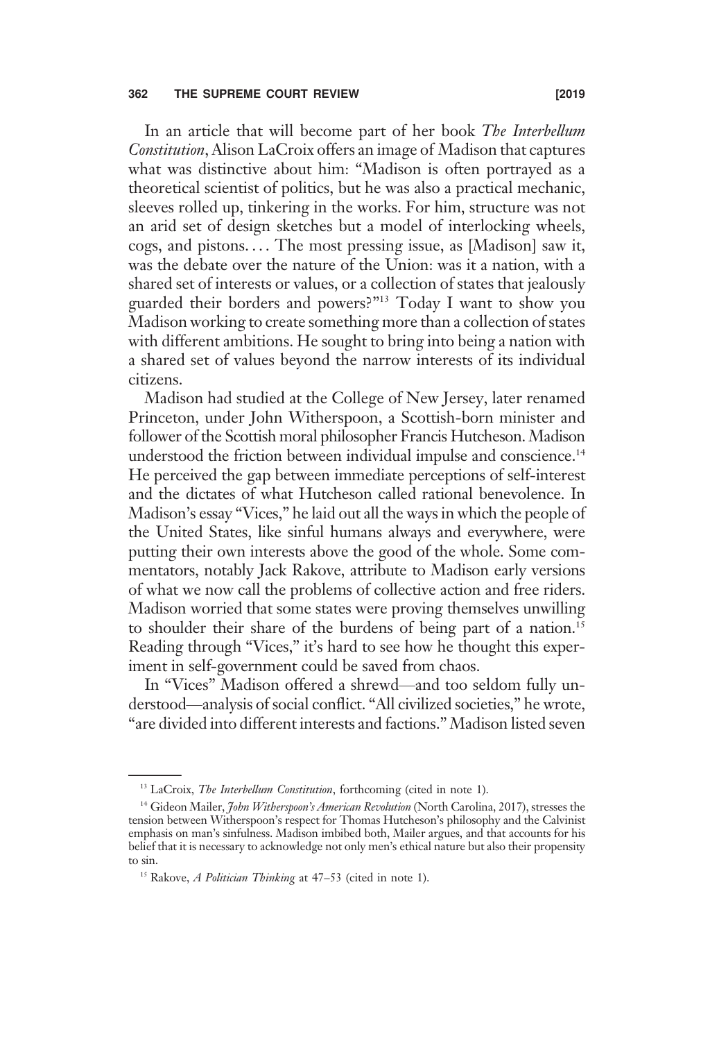In an article that will become part of her book *The Interbellum Constitution*, Alison LaCroix offers an image of Madison that captures what was distinctive about him: "Madison is often portrayed as a theoretical scientist of politics, but he was also a practical mechanic, sleeves rolled up, tinkering in the works. For him, structure was not an arid set of design sketches but a model of interlocking wheels, cogs, and pistons. . . . The most pressing issue, as [Madison] saw it, was the debate over the nature of the Union: was it a nation, with a shared set of interests or values, or a collection of states that jealously guarded their borders and powers?"[13] Today I want to show you Madison working to create something more than a collection of states with different ambitions. He sought to bring into being a nation with a shared set of values beyond the narrow interests of its individual citizens.

Madison had studied at the College of New Jersey, later renamed Princeton, under John Witherspoon, a Scottish-born minister and follower of the Scottish moral philosopher Francis Hutcheson. Madison understood the friction between individual impulse and conscience.[14] He perceived the gap between immediate perceptions of self-interest and the dictates of what Hutcheson called rational benevolence. In Madison's essay "Vices," he laid out all the ways in which the people of the United States, like sinful humans always and everywhere, were putting their own interests above the good of the whole. Some commentators, notably Jack Rakove, attribute to Madison early versions of what we now call the problems of collective action and free riders. Madison worried that some states were proving themselves unwilling to shoulder their share of the burdens of being part of a nation.[15] Reading through "Vices," it's hard to see how he thought this experiment in self-government could be saved from chaos.

In "Vices" Madison offered a shrewd—and too seldom fully understood—analysis of social conflict. "All civilized societies," he wrote, "are divided into different interests and factions." Madison listed seven

---

[13] LaCroix, *The Interbellum Constitution*, forthcoming (cited in note 1).

[14] Gideon Mailer, *John Witherspoon's American Revolution* (North Carolina, 2017), stresses the tension between Witherspoon's respect for Thomas Hutcheson's philosophy and the Calvinist emphasis on man's sinfulness. Madison imbibed both, Mailer argues, and that accounts for his belief that it is necessary to acknowledge not only men's ethical nature but also their propensity to sin.

[15] Rakove, *A Politician Thinking* at 47–53 (cited in note 1).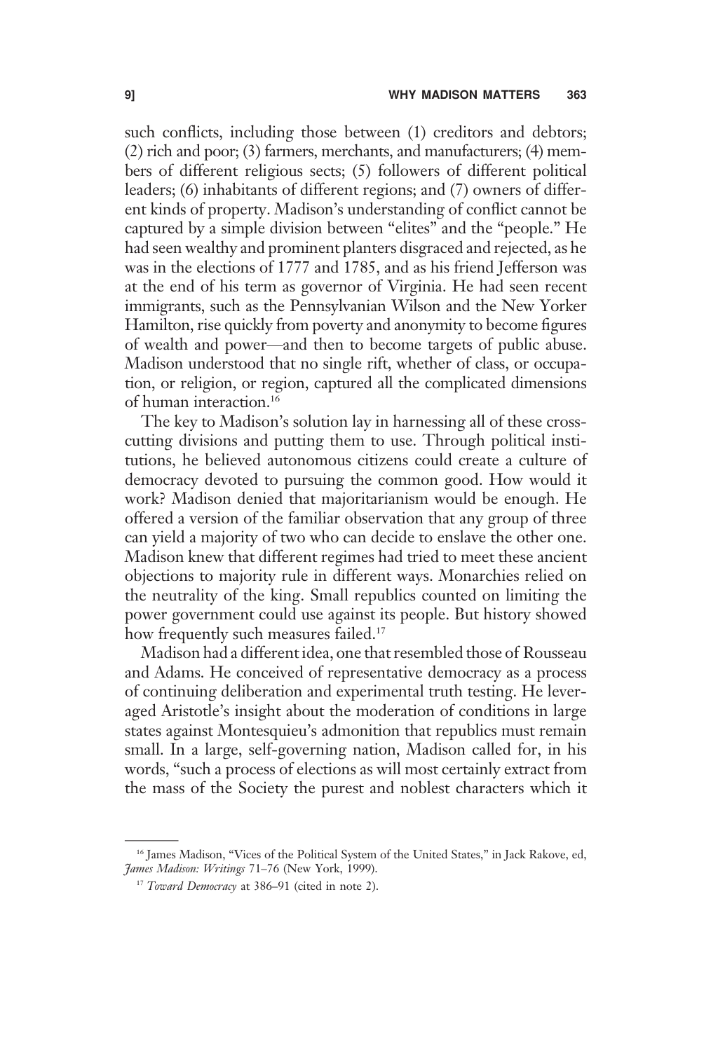such conflicts, including those between (1) creditors and debtors; (2) rich and poor; (3) farmers, merchants, and manufacturers; (4) members of different religious sects; (5) followers of different political leaders; (6) inhabitants of different regions; and (7) owners of different kinds of property. Madison's understanding of conflict cannot be captured by a simple division between "elites" and the "people." He had seen wealthy and prominent planters disgraced and rejected, as he was in the elections of 1777 and 1785, and as his friend Jefferson was at the end of his term as governor of Virginia. He had seen recent immigrants, such as the Pennsylvanian Wilson and the New Yorker Hamilton, rise quickly from poverty and anonymity to become figures of wealth and power—and then to become targets of public abuse. Madison understood that no single rift, whether of class, or occupation, or religion, or region, captured all the complicated dimensions of human interaction.[16]

The key to Madison's solution lay in harnessing all of these cross-cutting divisions and putting them to use. Through political institutions, he believed autonomous citizens could create a culture of democracy devoted to pursuing the common good. How would it work? Madison denied that majoritarianism would be enough. He offered a version of the familiar observation that any group of three can yield a majority of two who can decide to enslave the other one. Madison knew that different regimes had tried to meet these ancient objections to majority rule in different ways. Monarchies relied on the neutrality of the king. Small republics counted on limiting the power government could use against its people. But history showed how frequently such measures failed.[17]

Madison had a different idea, one that resembled those of Rousseau and Adams. He conceived of representative democracy as a process of continuing deliberation and experimental truth testing. He leveraged Aristotle's insight about the moderation of conditions in large states against Montesquieu's admonition that republics must remain small. In a large, self-governing nation, Madison called for, in his words, "such a process of elections as will most certainly extract from the mass of the Society the purest and noblest characters which it

[16] James Madison, "Vices of the Political System of the United States," in Jack Rakove, ed, *James Madison: Writings* 71–76 (New York, 1999).

[17] *Toward Democracy* at 386–91 (cited in note 2).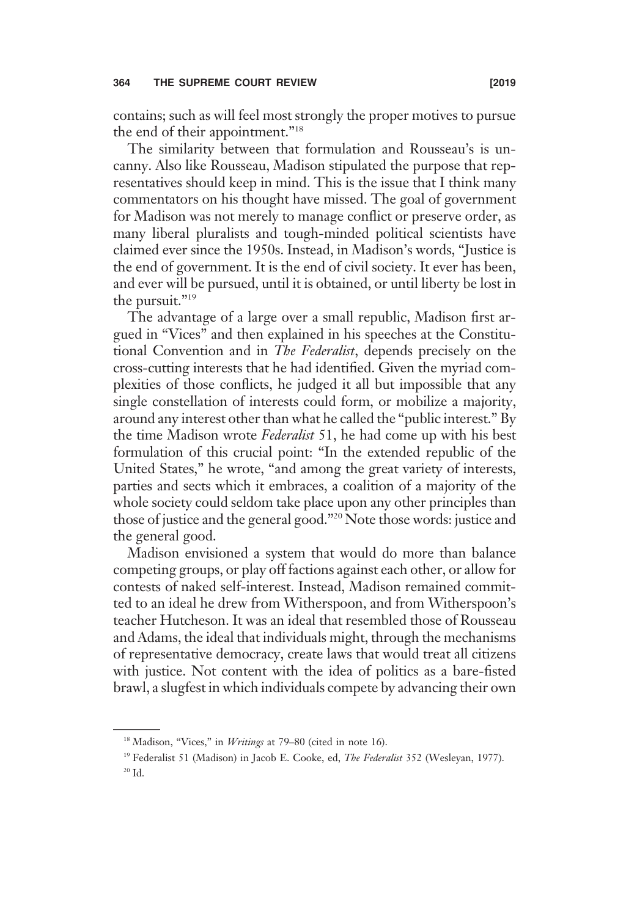contains; such as will feel most strongly the proper motives to pursue the end of their appointment."[18]

The similarity between that formulation and Rousseau's is uncanny. Also like Rousseau, Madison stipulated the purpose that representatives should keep in mind. This is the issue that I think many commentators on his thought have missed. The goal of government for Madison was not merely to manage conflict or preserve order, as many liberal pluralists and tough-minded political scientists have claimed ever since the 1950s. Instead, in Madison's words, "Justice is the end of government. It is the end of civil society. It ever has been, and ever will be pursued, until it is obtained, or until liberty be lost in the pursuit."[19]

The advantage of a large over a small republic, Madison first argued in "Vices" and then explained in his speeches at the Constitutional Convention and in *The Federalist*, depends precisely on the cross-cutting interests that he had identified. Given the myriad complexities of those conflicts, he judged it all but impossible that any single constellation of interests could form, or mobilize a majority, around any interest other than what he called the "public interest." By the time Madison wrote *Federalist* 51, he had come up with his best formulation of this crucial point: "In the extended republic of the United States," he wrote, "and among the great variety of interests, parties and sects which it embraces, a coalition of a majority of the whole society could seldom take place upon any other principles than those of justice and the general good."[20] Note those words: justice and the general good.

Madison envisioned a system that would do more than balance competing groups, or play off factions against each other, or allow for contests of naked self-interest. Instead, Madison remained committed to an ideal he drew from Witherspoon, and from Witherspoon's teacher Hutcheson. It was an ideal that resembled those of Rousseau and Adams, the ideal that individuals might, through the mechanisms of representative democracy, create laws that would treat all citizens with justice. Not content with the idea of politics as a bare-fisted brawl, a slugfest in which individuals compete by advancing their own

---

[18] Madison, "Vices," in *Writings* at 79–80 (cited in note 16).

[19] Federalist 51 (Madison) in Jacob E. Cooke, ed, *The Federalist* 352 (Wesleyan, 1977).

[20] Id.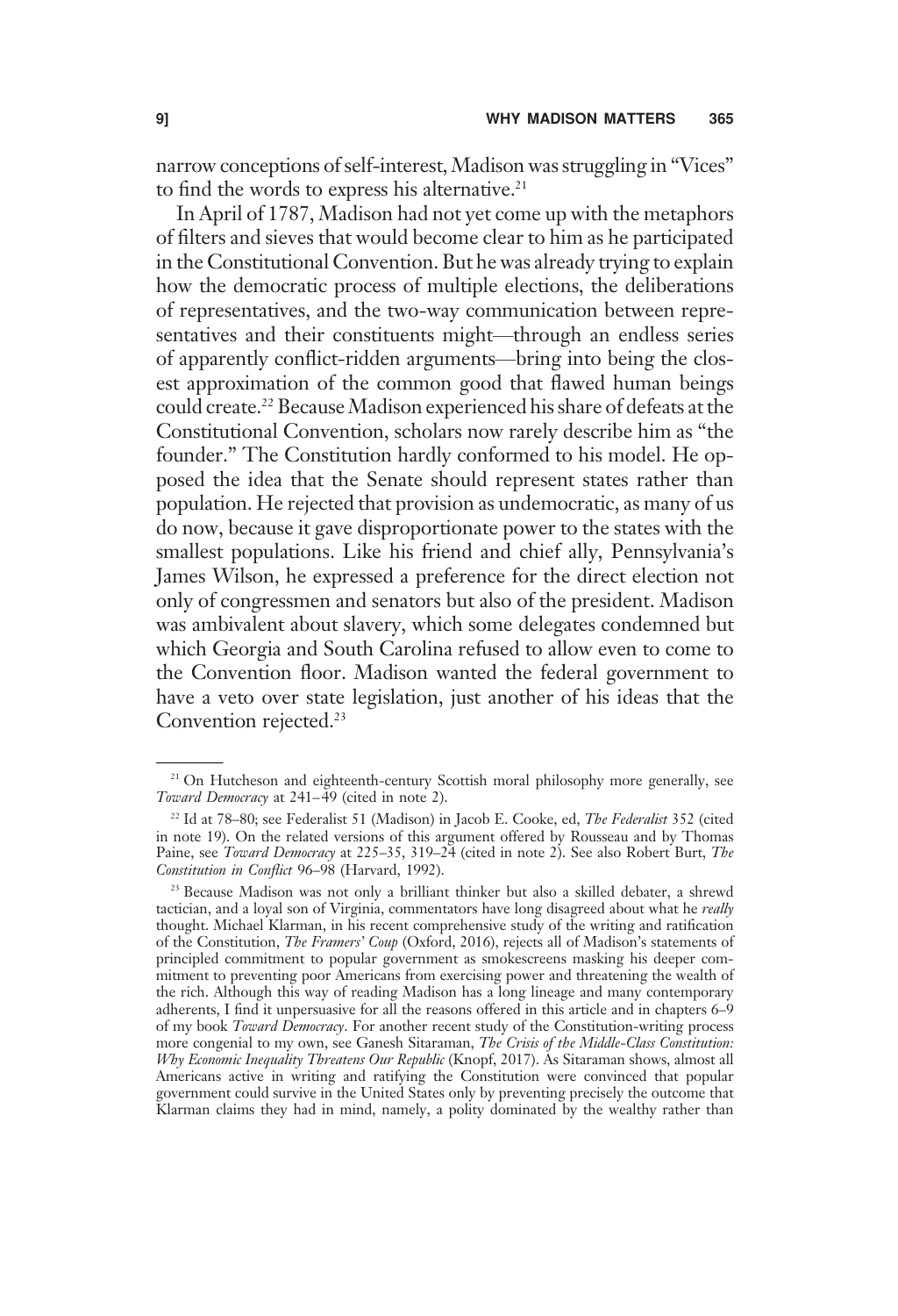narrow conceptions of self-interest, Madison was struggling in "Vices" to find the words to express his alternative.[21]

In April of 1787, Madison had not yet come up with the metaphors of filters and sieves that would become clear to him as he participated in the Constitutional Convention. But he was already trying to explain how the democratic process of multiple elections, the deliberations of representatives, and the two-way communication between representatives and their constituents might—through an endless series of apparently conflict-ridden arguments—bring into being the closest approximation of the common good that flawed human beings could create.[22] Because Madison experienced his share of defeats at the Constitutional Convention, scholars now rarely describe him as "the founder." The Constitution hardly conformed to his model. He opposed the idea that the Senate should represent states rather than population. He rejected that provision as undemocratic, as many of us do now, because it gave disproportionate power to the states with the smallest populations. Like his friend and chief ally, Pennsylvania's James Wilson, he expressed a preference for the direct election not only of congressmen and senators but also of the president. Madison was ambivalent about slavery, which some delegates condemned but which Georgia and South Carolina refused to allow even to come to the Convention floor. Madison wanted the federal government to have a veto over state legislation, just another of his ideas that the Convention rejected.[23]

---

[21] On Hutcheson and eighteenth-century Scottish moral philosophy more generally, see *Toward Democracy* at 241–49 (cited in note 2).

[22] Id at 78–80; see Federalist 51 (Madison) in Jacob E. Cooke, ed, *The Federalist* 352 (cited in note 19). On the related versions of this argument offered by Rousseau and by Thomas Paine, see *Toward Democracy* at 225–35, 319–24 (cited in note 2). See also Robert Burt, *The Constitution in Conflict* 96–98 (Harvard, 1992).

[23] Because Madison was not only a brilliant thinker but also a skilled debater, a shrewd tactician, and a loyal son of Virginia, commentators have long disagreed about what he *really* thought. Michael Klarman, in his recent comprehensive study of the writing and ratification of the Constitution, *The Framers' Coup* (Oxford, 2016), rejects all of Madison's statements of principled commitment to popular government as smokescreens masking his deeper commitment to preventing poor Americans from exercising power and threatening the wealth of the rich. Although this way of reading Madison has a long lineage and many contemporary adherents, I find it unpersuasive for all the reasons offered in this article and in chapters 6–9 of my book *Toward Democracy*. For another recent study of the Constitution-writing process more congenial to my own, see Ganesh Sitaraman, *The Crisis of the Middle-Class Constitution: Why Economic Inequality Threatens Our Republic* (Knopf, 2017). As Sitaraman shows, almost all Americans active in writing and ratifying the Constitution were convinced that popular government could survive in the United States only by preventing precisely the outcome that Klarman claims they had in mind, namely, a polity dominated by the wealthy rather than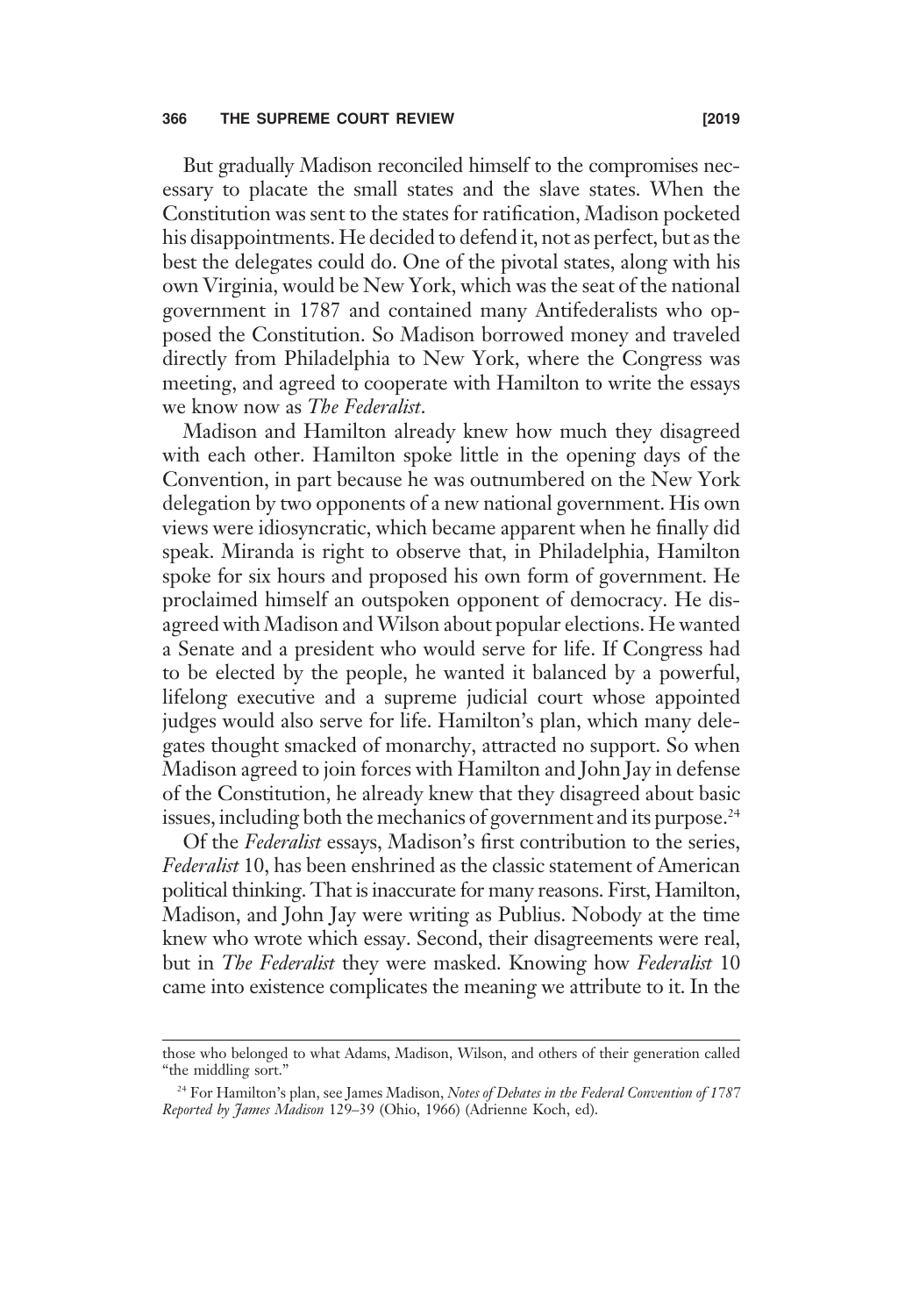But gradually Madison reconciled himself to the compromises necessary to placate the small states and the slave states. When the Constitution was sent to the states for ratification, Madison pocketed his disappointments. He decided to defend it, not as perfect, but as the best the delegates could do. One of the pivotal states, along with his own Virginia, would be New York, which was the seat of the national government in 1787 and contained many Antifederalists who opposed the Constitution. So Madison borrowed money and traveled directly from Philadelphia to New York, where the Congress was meeting, and agreed to cooperate with Hamilton to write the essays we know now as *The Federalist*.

Madison and Hamilton already knew how much they disagreed with each other. Hamilton spoke little in the opening days of the Convention, in part because he was outnumbered on the New York delegation by two opponents of a new national government. His own views were idiosyncratic, which became apparent when he finally did speak. Miranda is right to observe that, in Philadelphia, Hamilton spoke for six hours and proposed his own form of government. He proclaimed himself an outspoken opponent of democracy. He disagreed with Madison and Wilson about popular elections. He wanted a Senate and a president who would serve for life. If Congress had to be elected by the people, he wanted it balanced by a powerful, lifelong executive and a supreme judicial court whose appointed judges would also serve for life. Hamilton's plan, which many delegates thought smacked of monarchy, attracted no support. So when Madison agreed to join forces with Hamilton and John Jay in defense of the Constitution, he already knew that they disagreed about basic issues, including both the mechanics of government and its purpose.[24]

Of the *Federalist* essays, Madison's first contribution to the series, *Federalist* 10, has been enshrined as the classic statement of American political thinking. That is inaccurate for many reasons. First, Hamilton, Madison, and John Jay were writing as Publius. Nobody at the time knew who wrote which essay. Second, their disagreements were real, but in *The Federalist* they were masked. Knowing how *Federalist* 10 came into existence complicates the meaning we attribute to it. In the

---

those who belonged to what Adams, Madison, Wilson, and others of their generation called "the middling sort."

[24] For Hamilton's plan, see James Madison, *Notes of Debates in the Federal Convention of 1787 Reported by James Madison* 129–39 (Ohio, 1966) (Adrienne Koch, ed).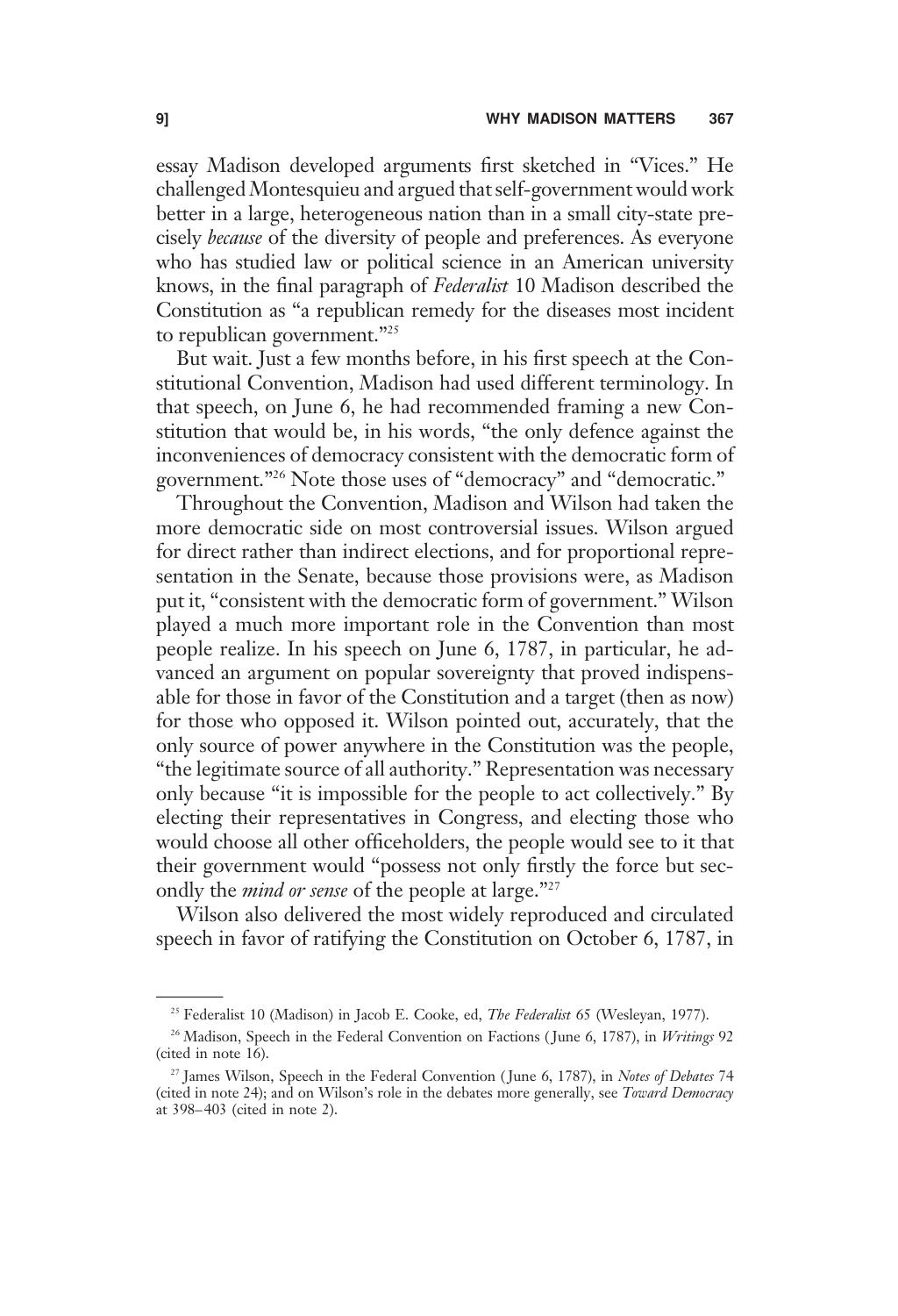essay Madison developed arguments first sketched in "Vices." He challenged Montesquieu and argued that self-government would work better in a large, heterogeneous nation than in a small city-state precisely *because* of the diversity of people and preferences. As everyone who has studied law or political science in an American university knows, in the final paragraph of *Federalist* 10 Madison described the Constitution as "a republican remedy for the diseases most incident to republican government."[25]

But wait. Just a few months before, in his first speech at the Constitutional Convention, Madison had used different terminology. In that speech, on June 6, he had recommended framing a new Constitution that would be, in his words, "the only defence against the inconveniences of democracy consistent with the democratic form of government."[26] Note those uses of "democracy" and "democratic."

Throughout the Convention, Madison and Wilson had taken the more democratic side on most controversial issues. Wilson argued for direct rather than indirect elections, and for proportional representation in the Senate, because those provisions were, as Madison put it, "consistent with the democratic form of government." Wilson played a much more important role in the Convention than most people realize. In his speech on June 6, 1787, in particular, he advanced an argument on popular sovereignty that proved indispensable for those in favor of the Constitution and a target (then as now) for those who opposed it. Wilson pointed out, accurately, that the only source of power anywhere in the Constitution was the people, "the legitimate source of all authority." Representation was necessary only because "it is impossible for the people to act collectively." By electing their representatives in Congress, and electing those who would choose all other officeholders, the people would see to it that their government would "possess not only firstly the force but secondly the *mind or sense* of the people at large."[27]

Wilson also delivered the most widely reproduced and circulated speech in favor of ratifying the Constitution on October 6, 1787, in

---

[25] Federalist 10 (Madison) in Jacob E. Cooke, ed, *The Federalist* 65 (Wesleyan, 1977).

[26] Madison, Speech in the Federal Convention on Factions (June 6, 1787), in *Writings* 92 (cited in note 16).

[27] James Wilson, Speech in the Federal Convention (June 6, 1787), in *Notes of Debates* 74 (cited in note 24); and on Wilson's role in the debates more generally, see *Toward Democracy* at 398–403 (cited in note 2).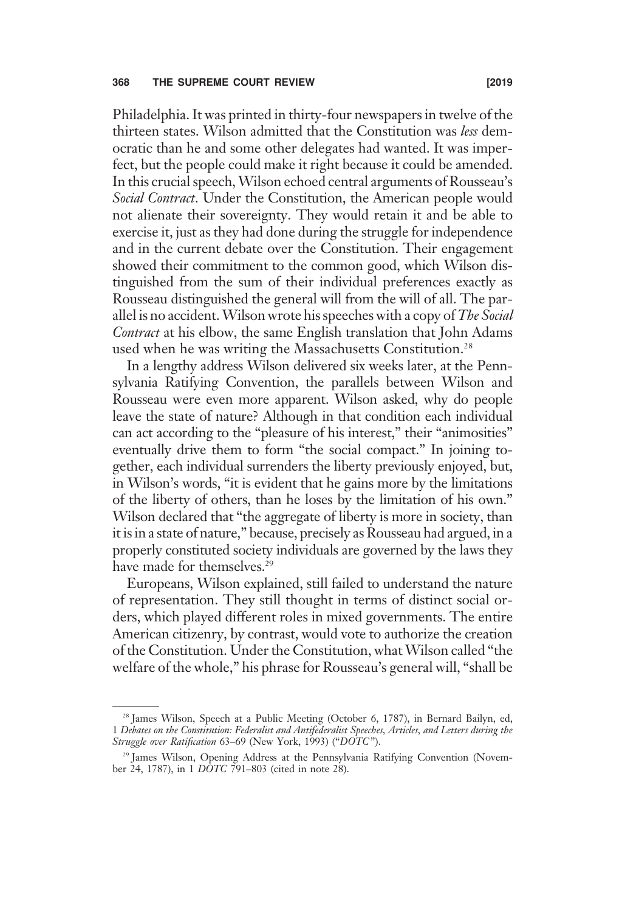Philadelphia. It was printed in thirty-four newspapers in twelve of the thirteen states. Wilson admitted that the Constitution was *less* democratic than he and some other delegates had wanted. It was imperfect, but the people could make it right because it could be amended. In this crucial speech, Wilson echoed central arguments of Rousseau's *Social Contract*. Under the Constitution, the American people would not alienate their sovereignty. They would retain it and be able to exercise it, just as they had done during the struggle for independence and in the current debate over the Constitution. Their engagement showed their commitment to the common good, which Wilson distinguished from the sum of their individual preferences exactly as Rousseau distinguished the general will from the will of all. The parallel is no accident. Wilson wrote his speeches with a copy of *The Social Contract* at his elbow, the same English translation that John Adams used when he was writing the Massachusetts Constitution.[28]

In a lengthy address Wilson delivered six weeks later, at the Pennsylvania Ratifying Convention, the parallels between Wilson and Rousseau were even more apparent. Wilson asked, why do people leave the state of nature? Although in that condition each individual can act according to the "pleasure of his interest," their "animosities" eventually drive them to form "the social compact." In joining together, each individual surrenders the liberty previously enjoyed, but, in Wilson's words, "it is evident that he gains more by the limitations of the liberty of others, than he loses by the limitation of his own." Wilson declared that "the aggregate of liberty is more in society, than it is in a state of nature," because, precisely as Rousseau had argued, in a properly constituted society individuals are governed by the laws they have made for themselves.[29]

Europeans, Wilson explained, still failed to understand the nature of representation. They still thought in terms of distinct social orders, which played different roles in mixed governments. The entire American citizenry, by contrast, would vote to authorize the creation of the Constitution. Under the Constitution, what Wilson called "the welfare of the whole," his phrase for Rousseau's general will, "shall be

---

[28] James Wilson, Speech at a Public Meeting (October 6, 1787), in Bernard Bailyn, ed, 1 *Debates on the Constitution: Federalist and Antifederalist Speeches, Articles, and Letters during the Struggle over Ratification* 63–69 (New York, 1993) ("*DOTC*").

[29] James Wilson, Opening Address at the Pennsylvania Ratifying Convention (November 24, 1787), in 1 *DOTC* 791–803 (cited in note 28).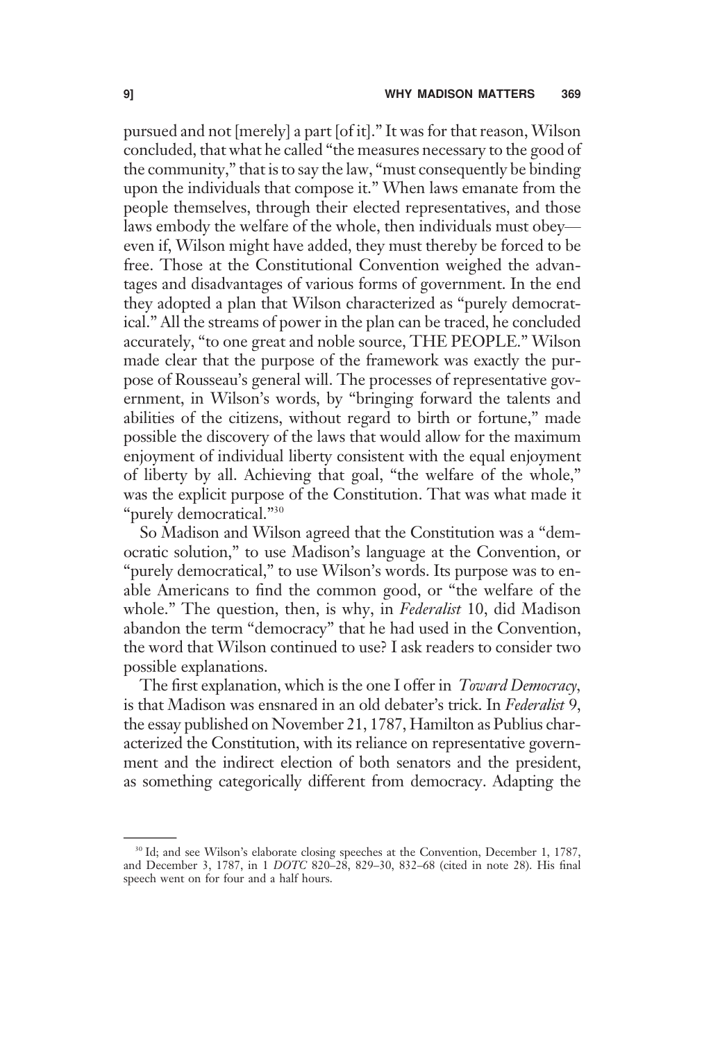pursued and not [merely] a part [of it]." It was for that reason, Wilson concluded, that what he called "the measures necessary to the good of the community," that is to say the law, "must consequently be binding upon the individuals that compose it." When laws emanate from the people themselves, through their elected representatives, and those laws embody the welfare of the whole, then individuals must obey—even if, Wilson might have added, they must thereby be forced to be free. Those at the Constitutional Convention weighed the advantages and disadvantages of various forms of government. In the end they adopted a plan that Wilson characterized as "purely democratical." All the streams of power in the plan can be traced, he concluded accurately, "to one great and noble source, THE PEOPLE." Wilson made clear that the purpose of the framework was exactly the purpose of Rousseau's general will. The processes of representative government, in Wilson's words, by "bringing forward the talents and abilities of the citizens, without regard to birth or fortune," made possible the discovery of the laws that would allow for the maximum enjoyment of individual liberty consistent with the equal enjoyment of liberty by all. Achieving that goal, "the welfare of the whole," was the explicit purpose of the Constitution. That was what made it "purely democratical."[30]

So Madison and Wilson agreed that the Constitution was a "democratic solution," to use Madison's language at the Convention, or "purely democratical," to use Wilson's words. Its purpose was to enable Americans to find the common good, or "the welfare of the whole." The question, then, is why, in *Federalist* 10, did Madison abandon the term "democracy" that he had used in the Convention, the word that Wilson continued to use? I ask readers to consider two possible explanations.

The first explanation, which is the one I offer in *Toward Democracy*, is that Madison was ensnared in an old debater's trick. In *Federalist* 9, the essay published on November 21, 1787, Hamilton as Publius characterized the Constitution, with its reliance on representative government and the indirect election of both senators and the president, as something categorically different from democracy. Adapting the

---

[30] Id; and see Wilson's elaborate closing speeches at the Convention, December 1, 1787, and December 3, 1787, in 1 *DOTC* 820–28, 829–30, 832–68 (cited in note 28). His final speech went on for four and a half hours.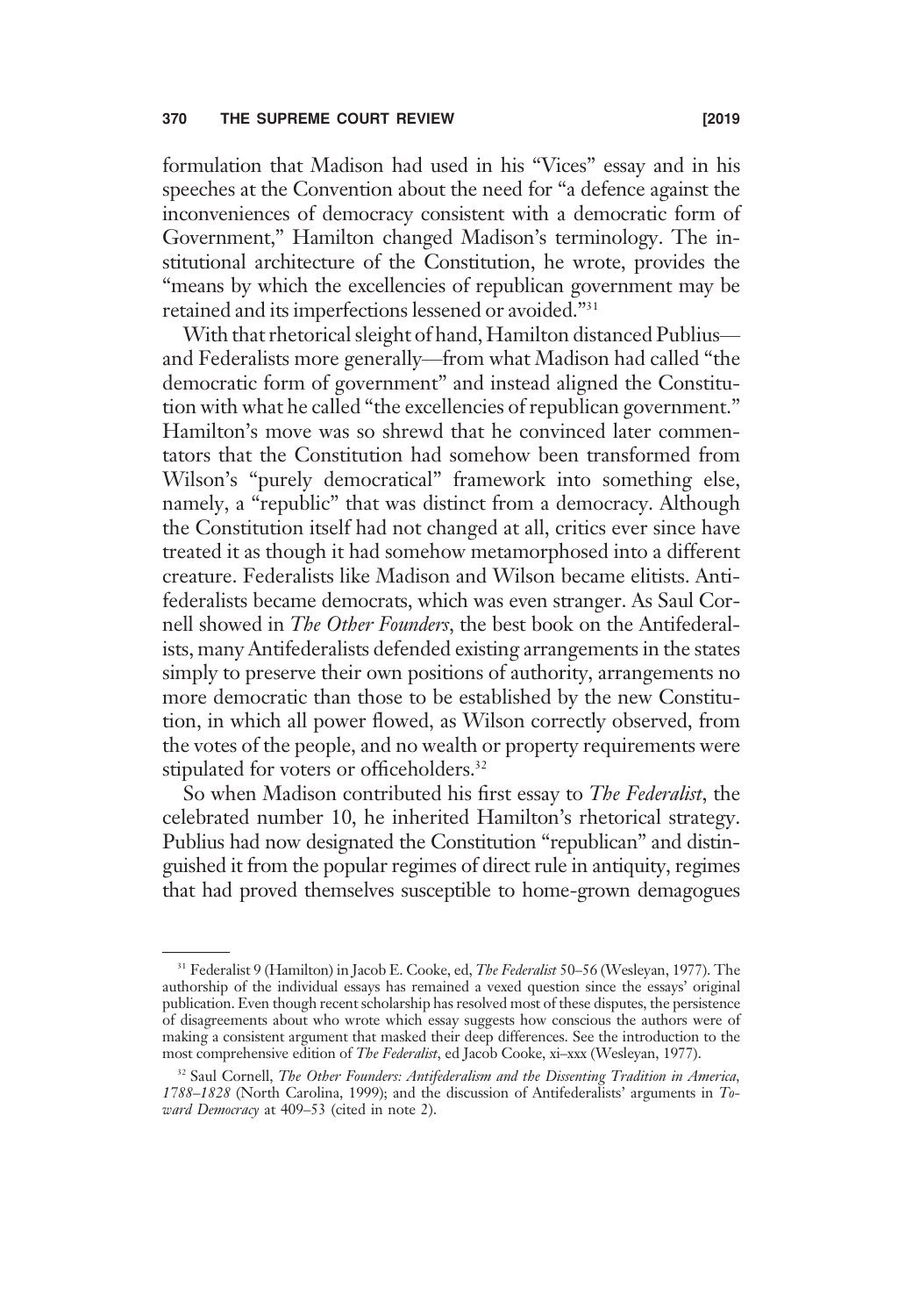formulation that Madison had used in his "Vices" essay and in his speeches at the Convention about the need for "a defence against the inconveniences of democracy consistent with a democratic form of Government," Hamilton changed Madison's terminology. The institutional architecture of the Constitution, he wrote, provides the "means by which the excellencies of republican government may be retained and its imperfections lessened or avoided."[31]

With that rhetorical sleight of hand, Hamilton distanced Publius—and Federalists more generally—from what Madison had called "the democratic form of government" and instead aligned the Constitution with what he called "the excellencies of republican government." Hamilton's move was so shrewd that he convinced later commentators that the Constitution had somehow been transformed from Wilson's "purely democratical" framework into something else, namely, a "republic" that was distinct from a democracy. Although the Constitution itself had not changed at all, critics ever since have treated it as though it had somehow metamorphosed into a different creature. Federalists like Madison and Wilson became elitists. Antifederalists became democrats, which was even stranger. As Saul Cornell showed in *The Other Founders*, the best book on the Antifederalists, many Antifederalists defended existing arrangements in the states simply to preserve their own positions of authority, arrangements no more democratic than those to be established by the new Constitution, in which all power flowed, as Wilson correctly observed, from the votes of the people, and no wealth or property requirements were stipulated for voters or officeholders.[32]

So when Madison contributed his first essay to *The Federalist*, the celebrated number 10, he inherited Hamilton's rhetorical strategy. Publius had now designated the Constitution "republican" and distinguished it from the popular regimes of direct rule in antiquity, regimes that had proved themselves susceptible to home-grown demagogues

---

[31] Federalist 9 (Hamilton) in Jacob E. Cooke, ed, *The Federalist* 50–56 (Wesleyan, 1977). The authorship of the individual essays has remained a vexed question since the essays' original publication. Even though recent scholarship has resolved most of these disputes, the persistence of disagreements about who wrote which essay suggests how conscious the authors were of making a consistent argument that masked their deep differences. See the introduction to the most comprehensive edition of *The Federalist*, ed Jacob Cooke, xi–xxx (Wesleyan, 1977).

[32] Saul Cornell, *The Other Founders: Antifederalism and the Dissenting Tradition in America, 1788–1828* (North Carolina, 1999); and the discussion of Antifederalists' arguments in *Toward Democracy* at 409–53 (cited in note 2).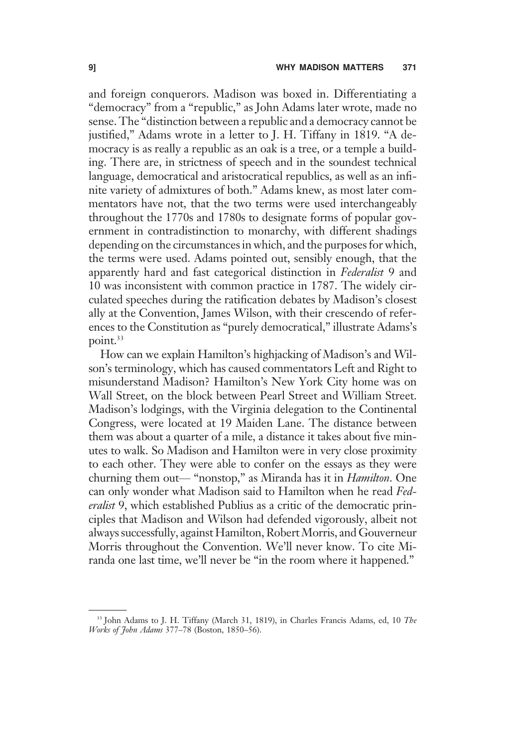and foreign conquerors. Madison was boxed in. Differentiating a "democracy" from a "republic," as John Adams later wrote, made no sense. The "distinction between a republic and a democracy cannot be justified," Adams wrote in a letter to J. H. Tiffany in 1819. "A democracy is as really a republic as an oak is a tree, or a temple a building. There are, in strictness of speech and in the soundest technical language, democratical and aristocratical republics, as well as an infinite variety of admixtures of both." Adams knew, as most later commentators have not, that the two terms were used interchangeably throughout the 1770s and 1780s to designate forms of popular government in contradistinction to monarchy, with different shadings depending on the circumstances in which, and the purposes for which, the terms were used. Adams pointed out, sensibly enough, that the apparently hard and fast categorical distinction in *Federalist* 9 and 10 was inconsistent with common practice in 1787. The widely circulated speeches during the ratification debates by Madison's closest ally at the Convention, James Wilson, with their crescendo of references to the Constitution as "purely democratical," illustrate Adams's point.[33]

How can we explain Hamilton's highjacking of Madison's and Wilson's terminology, which has caused commentators Left and Right to misunderstand Madison? Hamilton's New York City home was on Wall Street, on the block between Pearl Street and William Street. Madison's lodgings, with the Virginia delegation to the Continental Congress, were located at 19 Maiden Lane. The distance between them was about a quarter of a mile, a distance it takes about five minutes to walk. So Madison and Hamilton were in very close proximity to each other. They were able to confer on the essays as they were churning them out— "nonstop," as Miranda has it in *Hamilton*. One can only wonder what Madison said to Hamilton when he read *Federalist* 9, which established Publius as a critic of the democratic principles that Madison and Wilson had defended vigorously, albeit not always successfully, against Hamilton, Robert Morris, and Gouverneur Morris throughout the Convention. We'll never know. To cite Miranda one last time, we'll never be "in the room where it happened."

---

[33] John Adams to J. H. Tiffany (March 31, 1819), in Charles Francis Adams, ed, 10 *The Works of John Adams* 377–78 (Boston, 1850–56).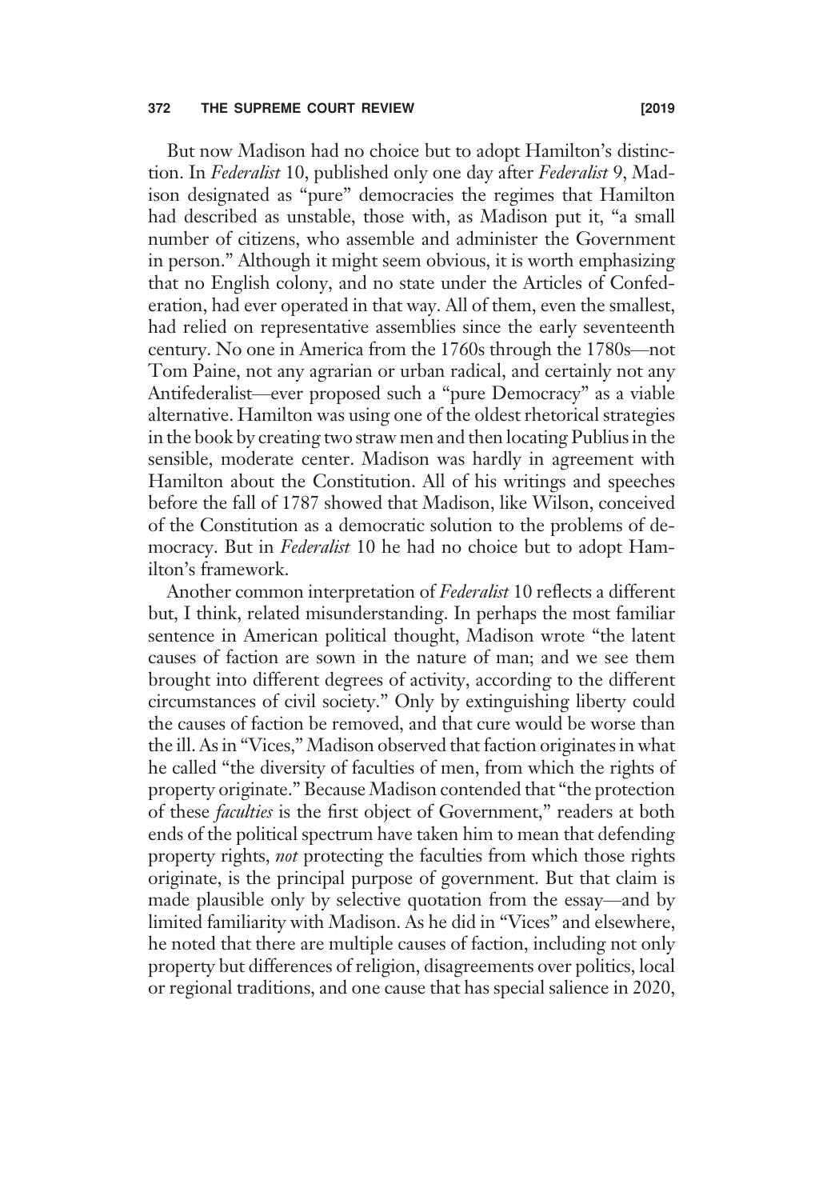But now Madison had no choice but to adopt Hamilton's distinction. In *Federalist* 10, published only one day after *Federalist* 9, Madison designated as "pure" democracies the regimes that Hamilton had described as unstable, those with, as Madison put it, "a small number of citizens, who assemble and administer the Government in person." Although it might seem obvious, it is worth emphasizing that no English colony, and no state under the Articles of Confederation, had ever operated in that way. All of them, even the smallest, had relied on representative assemblies since the early seventeenth century. No one in America from the 1760s through the 1780s—not Tom Paine, not any agrarian or urban radical, and certainly not any Antifederalist—ever proposed such a "pure Democracy" as a viable alternative. Hamilton was using one of the oldest rhetorical strategies in the book by creating two straw men and then locating Publius in the sensible, moderate center. Madison was hardly in agreement with Hamilton about the Constitution. All of his writings and speeches before the fall of 1787 showed that Madison, like Wilson, conceived of the Constitution as a democratic solution to the problems of democracy. But in *Federalist* 10 he had no choice but to adopt Hamilton's framework.

Another common interpretation of *Federalist* 10 reflects a different but, I think, related misunderstanding. In perhaps the most familiar sentence in American political thought, Madison wrote "the latent causes of faction are sown in the nature of man; and we see them brought into different degrees of activity, according to the different circumstances of civil society." Only by extinguishing liberty could the causes of faction be removed, and that cure would be worse than the ill. As in "Vices," Madison observed that faction originates in what he called "the diversity of faculties of men, from which the rights of property originate." Because Madison contended that "the protection of these *faculties* is the first object of Government," readers at both ends of the political spectrum have taken him to mean that defending property rights, *not* protecting the faculties from which those rights originate, is the principal purpose of government. But that claim is made plausible only by selective quotation from the essay—and by limited familiarity with Madison. As he did in "Vices" and elsewhere, he noted that there are multiple causes of faction, including not only property but differences of religion, disagreements over politics, local or regional traditions, and one cause that has special salience in 2020,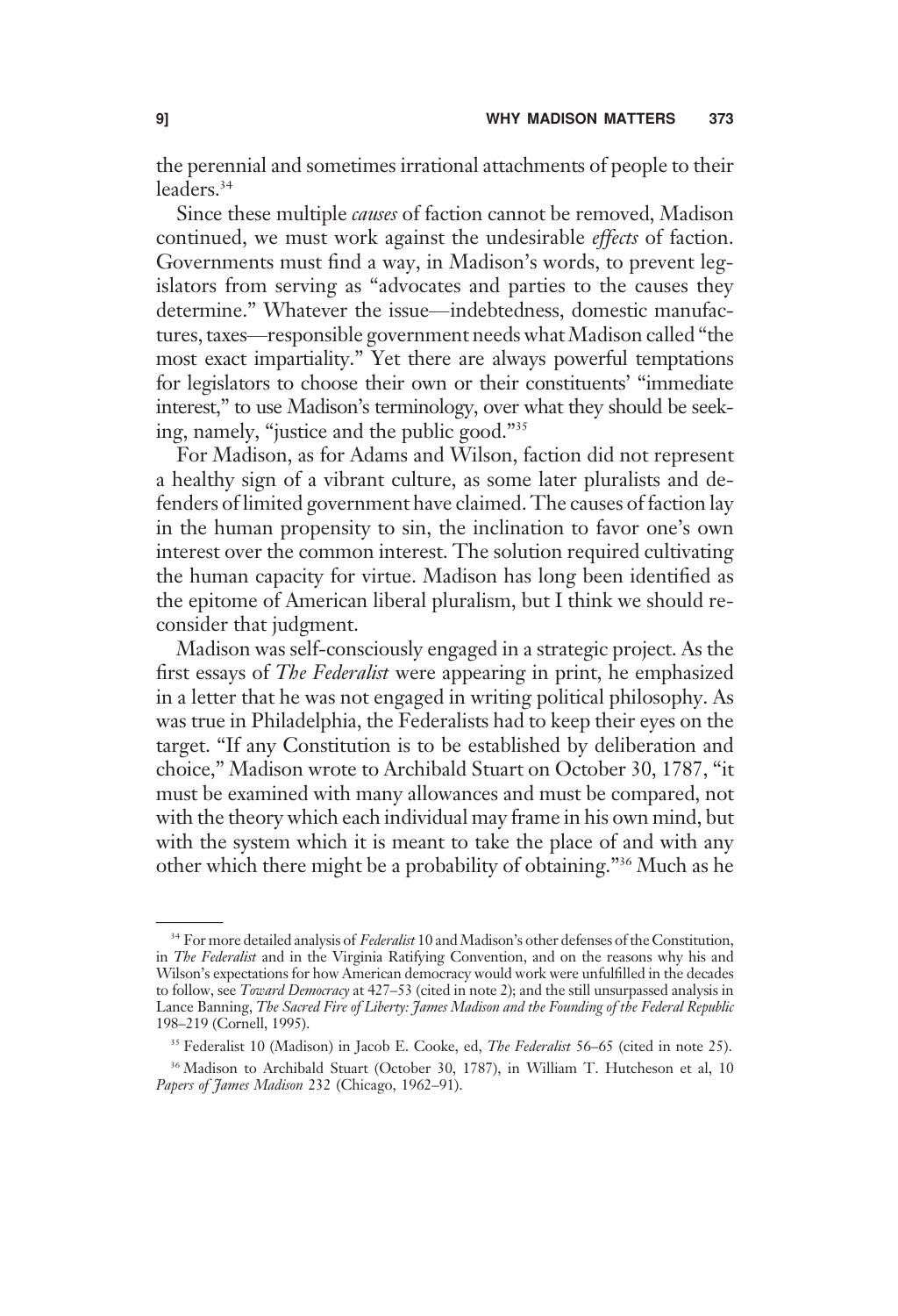the perennial and sometimes irrational attachments of people to their leaders.[34]

Since these multiple *causes* of faction cannot be removed, Madison continued, we must work against the undesirable *effects* of faction. Governments must find a way, in Madison's words, to prevent legislators from serving as "advocates and parties to the causes they determine." Whatever the issue—indebtedness, domestic manufactures, taxes—responsible government needs what Madison called "the most exact impartiality." Yet there are always powerful temptations for legislators to choose their own or their constituents' "immediate interest," to use Madison's terminology, over what they should be seeking, namely, "justice and the public good."[35]

For Madison, as for Adams and Wilson, faction did not represent a healthy sign of a vibrant culture, as some later pluralists and defenders of limited government have claimed. The causes of faction lay in the human propensity to sin, the inclination to favor one's own interest over the common interest. The solution required cultivating the human capacity for virtue. Madison has long been identified as the epitome of American liberal pluralism, but I think we should reconsider that judgment.

Madison was self-consciously engaged in a strategic project. As the first essays of *The Federalist* were appearing in print, he emphasized in a letter that he was not engaged in writing political philosophy. As was true in Philadelphia, the Federalists had to keep their eyes on the target. "If any Constitution is to be established by deliberation and choice," Madison wrote to Archibald Stuart on October 30, 1787, "it must be examined with many allowances and must be compared, not with the theory which each individual may frame in his own mind, but with the system which it is meant to take the place of and with any other which there might be a probability of obtaining."[36] Much as he

---

[34] For more detailed analysis of *Federalist* 10 and Madison's other defenses of the Constitution, in *The Federalist* and in the Virginia Ratifying Convention, and on the reasons why his and Wilson's expectations for how American democracy would work were unfulfilled in the decades to follow, see *Toward Democracy* at 427–53 (cited in note 2); and the still unsurpassed analysis in Lance Banning, *The Sacred Fire of Liberty: James Madison and the Founding of the Federal Republic* 198–219 (Cornell, 1995).

[35] Federalist 10 (Madison) in Jacob E. Cooke, ed, *The Federalist* 56–65 (cited in note 25).

[36] Madison to Archibald Stuart (October 30, 1787), in William T. Hutcheson et al, 10 *Papers of James Madison* 232 (Chicago, 1962–91).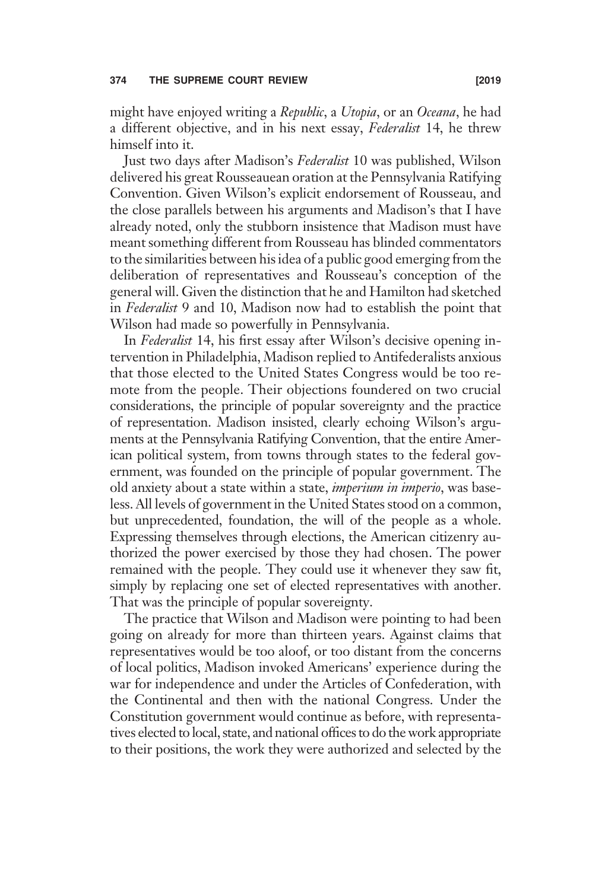might have enjoyed writing a *Republic*, a *Utopia*, or an *Oceana*, he had a different objective, and in his next essay, *Federalist* 14, he threw himself into it.

Just two days after Madison's *Federalist* 10 was published, Wilson delivered his great Rousseauean oration at the Pennsylvania Ratifying Convention. Given Wilson's explicit endorsement of Rousseau, and the close parallels between his arguments and Madison's that I have already noted, only the stubborn insistence that Madison must have meant something different from Rousseau has blinded commentators to the similarities between his idea of a public good emerging from the deliberation of representatives and Rousseau's conception of the general will. Given the distinction that he and Hamilton had sketched in *Federalist* 9 and 10, Madison now had to establish the point that Wilson had made so powerfully in Pennsylvania.

In *Federalist* 14, his first essay after Wilson's decisive opening intervention in Philadelphia, Madison replied to Antifederalists anxious that those elected to the United States Congress would be too remote from the people. Their objections foundered on two crucial considerations, the principle of popular sovereignty and the practice of representation. Madison insisted, clearly echoing Wilson's arguments at the Pennsylvania Ratifying Convention, that the entire American political system, from towns through states to the federal government, was founded on the principle of popular government. The old anxiety about a state within a state, *imperium in imperio*, was baseless. All levels of government in the United States stood on a common, but unprecedented, foundation, the will of the people as a whole. Expressing themselves through elections, the American citizenry authorized the power exercised by those they had chosen. The power remained with the people. They could use it whenever they saw fit, simply by replacing one set of elected representatives with another. That was the principle of popular sovereignty.

The practice that Wilson and Madison were pointing to had been going on already for more than thirteen years. Against claims that representatives would be too aloof, or too distant from the concerns of local politics, Madison invoked Americans' experience during the war for independence and under the Articles of Confederation, with the Continental and then with the national Congress. Under the Constitution government would continue as before, with representatives elected to local, state, and national offices to do the work appropriate to their positions, the work they were authorized and selected by the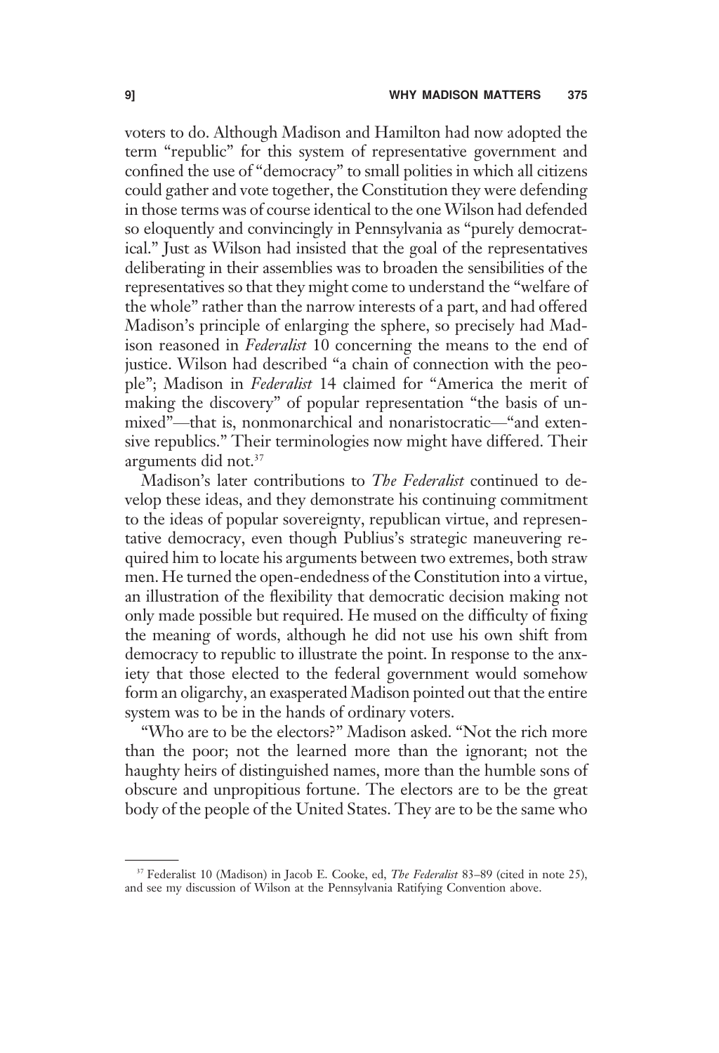voters to do. Although Madison and Hamilton had now adopted the term "republic" for this system of representative government and confined the use of "democracy" to small polities in which all citizens could gather and vote together, the Constitution they were defending in those terms was of course identical to the one Wilson had defended so eloquently and convincingly in Pennsylvania as "purely democratical." Just as Wilson had insisted that the goal of the representatives deliberating in their assemblies was to broaden the sensibilities of the representatives so that they might come to understand the "welfare of the whole" rather than the narrow interests of a part, and had offered Madison's principle of enlarging the sphere, so precisely had Madison reasoned in *Federalist* 10 concerning the means to the end of justice. Wilson had described "a chain of connection with the people"; Madison in *Federalist* 14 claimed for "America the merit of making the discovery" of popular representation "the basis of unmixed"—that is, nonmonarchical and nonaristocratic—"and extensive republics." Their terminologies now might have differed. Their arguments did not.[37]

Madison's later contributions to *The Federalist* continued to develop these ideas, and they demonstrate his continuing commitment to the ideas of popular sovereignty, republican virtue, and representative democracy, even though Publius's strategic maneuvering required him to locate his arguments between two extremes, both straw men. He turned the open-endedness of the Constitution into a virtue, an illustration of the flexibility that democratic decision making not only made possible but required. He mused on the difficulty of fixing the meaning of words, although he did not use his own shift from democracy to republic to illustrate the point. In response to the anxiety that those elected to the federal government would somehow form an oligarchy, an exasperated Madison pointed out that the entire system was to be in the hands of ordinary voters.

"Who are to be the electors?" Madison asked. "Not the rich more than the poor; not the learned more than the ignorant; not the haughty heirs of distinguished names, more than the humble sons of obscure and unpropitious fortune. The electors are to be the great body of the people of the United States. They are to be the same who

---

[37] Federalist 10 (Madison) in Jacob E. Cooke, ed, *The Federalist* 83–89 (cited in note 25), and see my discussion of Wilson at the Pennsylvania Ratifying Convention above.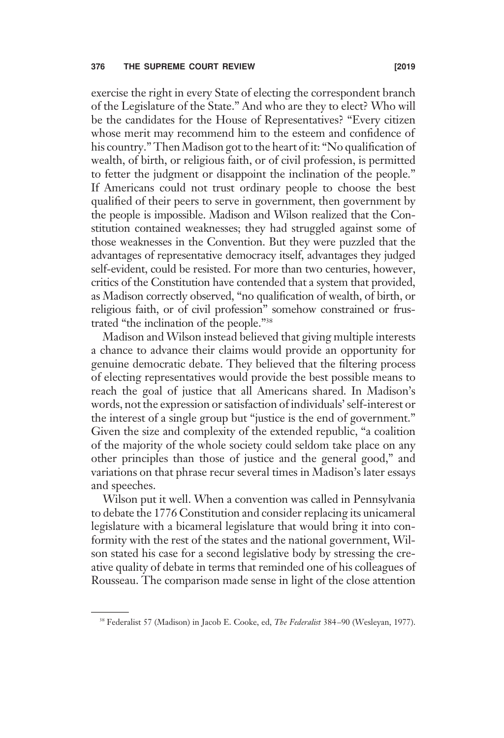exercise the right in every State of electing the correspondent branch of the Legislature of the State." And who are they to elect? Who will be the candidates for the House of Representatives? "Every citizen whose merit may recommend him to the esteem and confidence of his country." Then Madison got to the heart of it: "No qualification of wealth, of birth, or religious faith, or of civil profession, is permitted to fetter the judgment or disappoint the inclination of the people." If Americans could not trust ordinary people to choose the best qualified of their peers to serve in government, then government by the people is impossible. Madison and Wilson realized that the Constitution contained weaknesses; they had struggled against some of those weaknesses in the Convention. But they were puzzled that the advantages of representative democracy itself, advantages they judged self-evident, could be resisted. For more than two centuries, however, critics of the Constitution have contended that a system that provided, as Madison correctly observed, "no qualification of wealth, of birth, or religious faith, or of civil profession" somehow constrained or frustrated "the inclination of the people."[38]

Madison and Wilson instead believed that giving multiple interests a chance to advance their claims would provide an opportunity for genuine democratic debate. They believed that the filtering process of electing representatives would provide the best possible means to reach the goal of justice that all Americans shared. In Madison's words, not the expression or satisfaction of individuals' self-interest or the interest of a single group but "justice is the end of government." Given the size and complexity of the extended republic, "a coalition of the majority of the whole society could seldom take place on any other principles than those of justice and the general good," and variations on that phrase recur several times in Madison's later essays and speeches.

Wilson put it well. When a convention was called in Pennsylvania to debate the 1776 Constitution and consider replacing its unicameral legislature with a bicameral legislature that would bring it into conformity with the rest of the states and the national government, Wilson stated his case for a second legislative body by stressing the creative quality of debate in terms that reminded one of his colleagues of Rousseau. The comparison made sense in light of the close attention

---

[38] Federalist 57 (Madison) in Jacob E. Cooke, ed, *The Federalist* 384–90 (Wesleyan, 1977).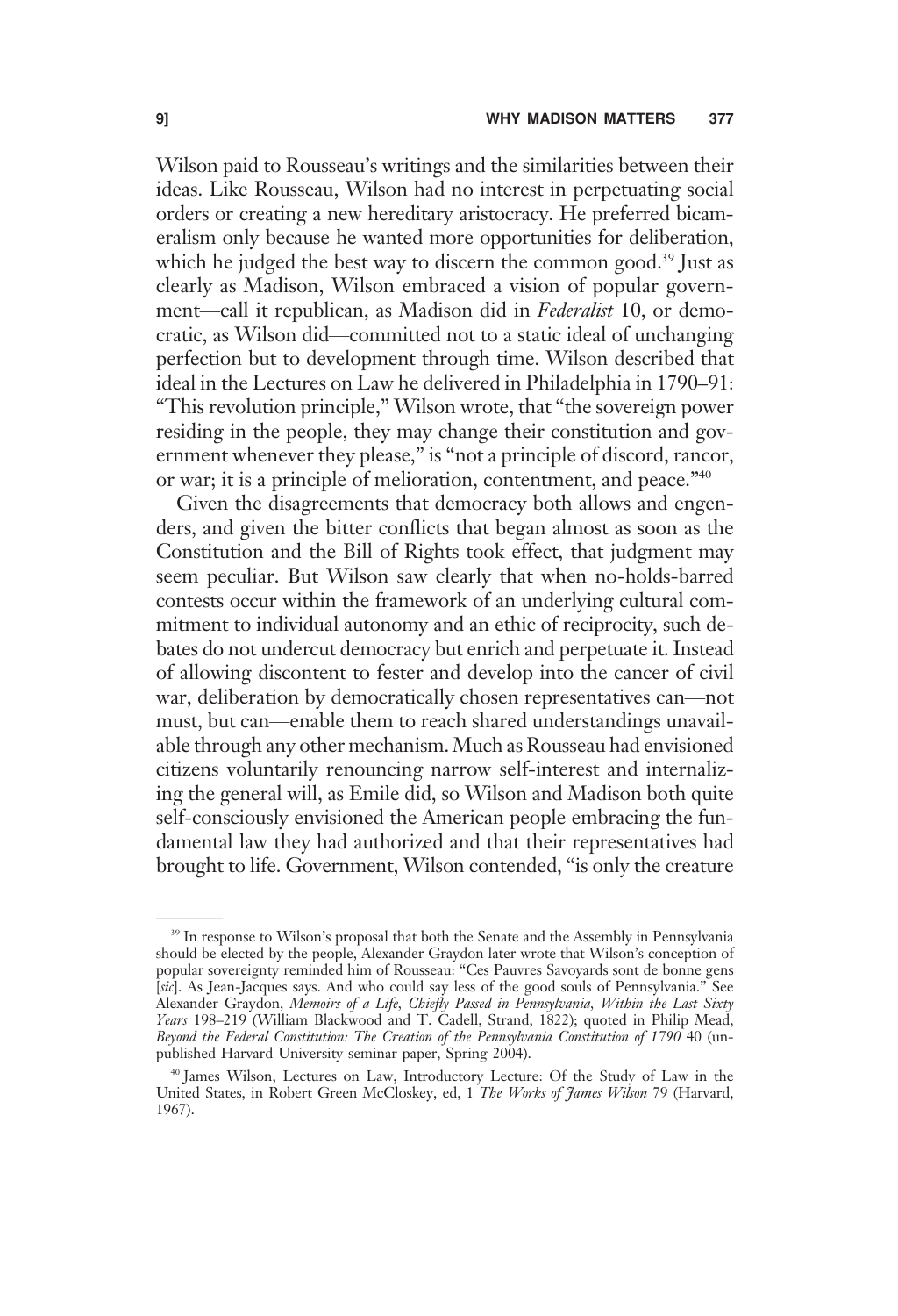Wilson paid to Rousseau's writings and the similarities between their ideas. Like Rousseau, Wilson had no interest in perpetuating social orders or creating a new hereditary aristocracy. He preferred bicameralism only because he wanted more opportunities for deliberation, which he judged the best way to discern the common good.[39] Just as clearly as Madison, Wilson embraced a vision of popular government—call it republican, as Madison did in *Federalist* 10, or democratic, as Wilson did—committed not to a static ideal of unchanging perfection but to development through time. Wilson described that ideal in the Lectures on Law he delivered in Philadelphia in 1790–91: "This revolution principle," Wilson wrote, that "the sovereign power residing in the people, they may change their constitution and government whenever they please," is "not a principle of discord, rancor, or war; it is a principle of melioration, contentment, and peace."[40]

Given the disagreements that democracy both allows and engenders, and given the bitter conflicts that began almost as soon as the Constitution and the Bill of Rights took effect, that judgment may seem peculiar. But Wilson saw clearly that when no-holds-barred contests occur within the framework of an underlying cultural commitment to individual autonomy and an ethic of reciprocity, such debates do not undercut democracy but enrich and perpetuate it. Instead of allowing discontent to fester and develop into the cancer of civil war, deliberation by democratically chosen representatives can—not must, but can—enable them to reach shared understandings unavailable through any other mechanism. Much as Rousseau had envisioned citizens voluntarily renouncing narrow self-interest and internalizing the general will, as Emile did, so Wilson and Madison both quite self-consciously envisioned the American people embracing the fundamental law they had authorized and that their representatives had brought to life. Government, Wilson contended, "is only the creature

---

[39] In response to Wilson's proposal that both the Senate and the Assembly in Pennsylvania should be elected by the people, Alexander Graydon later wrote that Wilson's conception of popular sovereignty reminded him of Rousseau: "Ces Pauvres Savoyards sont de bonne gens [*sic*]. As Jean-Jacques says. And who could say less of the good souls of Pennsylvania." See Alexander Graydon, *Memoirs of a Life, Chiefly Passed in Pennsylvania, Within the Last Sixty Years* 198–219 (William Blackwood and T. Cadell, Strand, 1822); quoted in Philip Mead, *Beyond the Federal Constitution: The Creation of the Pennsylvania Constitution of 1790* 40 (unpublished Harvard University seminar paper, Spring 2004).

[40] James Wilson, Lectures on Law, Introductory Lecture: Of the Study of Law in the United States, in Robert Green McCloskey, ed, 1 *The Works of James Wilson* 79 (Harvard, 1967).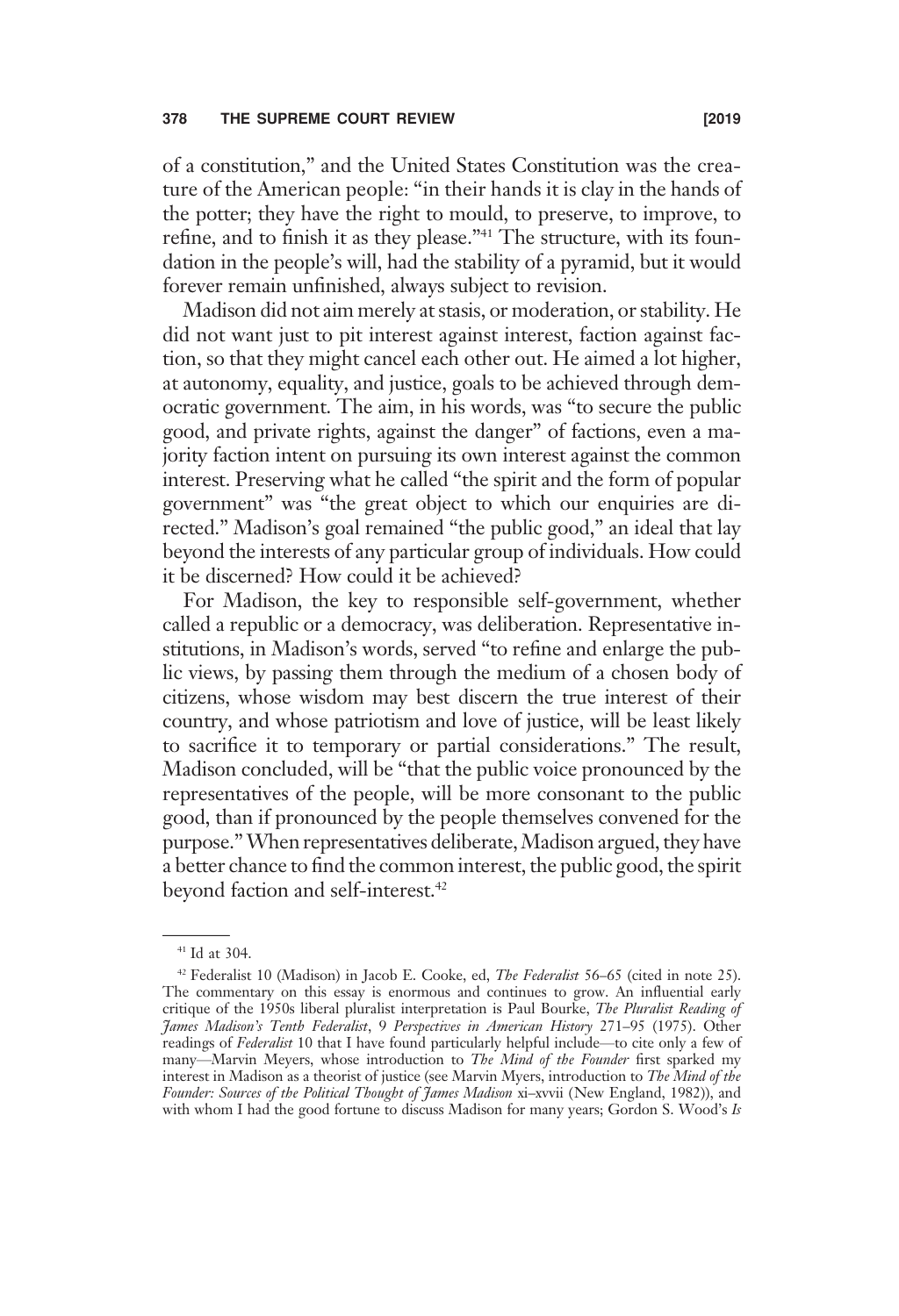of a constitution," and the United States Constitution was the creature of the American people: "in their hands it is clay in the hands of the potter; they have the right to mould, to preserve, to improve, to refine, and to finish it as they please."[41] The structure, with its foundation in the people's will, had the stability of a pyramid, but it would forever remain unfinished, always subject to revision.

Madison did not aim merely at stasis, or moderation, or stability. He did not want just to pit interest against interest, faction against faction, so that they might cancel each other out. He aimed a lot higher, at autonomy, equality, and justice, goals to be achieved through democratic government. The aim, in his words, was "to secure the public good, and private rights, against the danger" of factions, even a majority faction intent on pursuing its own interest against the common interest. Preserving what he called "the spirit and the form of popular government" was "the great object to which our enquiries are directed." Madison's goal remained "the public good," an ideal that lay beyond the interests of any particular group of individuals. How could it be discerned? How could it be achieved?

For Madison, the key to responsible self-government, whether called a republic or a democracy, was deliberation. Representative institutions, in Madison's words, served "to refine and enlarge the public views, by passing them through the medium of a chosen body of citizens, whose wisdom may best discern the true interest of their country, and whose patriotism and love of justice, will be least likely to sacrifice it to temporary or partial considerations." The result, Madison concluded, will be "that the public voice pronounced by the representatives of the people, will be more consonant to the public good, than if pronounced by the people themselves convened for the purpose." When representatives deliberate, Madison argued, they have a better chance to find the common interest, the public good, the spirit beyond faction and self-interest.[42]

---

[41] Id at 304.

[42] Federalist 10 (Madison) in Jacob E. Cooke, ed, *The Federalist* 56–65 (cited in note 25). The commentary on this essay is enormous and continues to grow. An influential early critique of the 1950s liberal pluralist interpretation is Paul Bourke, *The Pluralist Reading of James Madison's Tenth Federalist*, 9 *Perspectives in American History* 271–95 (1975). Other readings of *Federalist* 10 that I have found particularly helpful include—to cite only a few of many—Marvin Meyers, whose introduction to *The Mind of the Founder* first sparked my interest in Madison as a theorist of justice (see Marvin Myers, introduction to *The Mind of the Founder: Sources of the Political Thought of James Madison* xi–xvvii (New England, 1982)), and with whom I had the good fortune to discuss Madison for many years; Gordon S. Wood's *Is*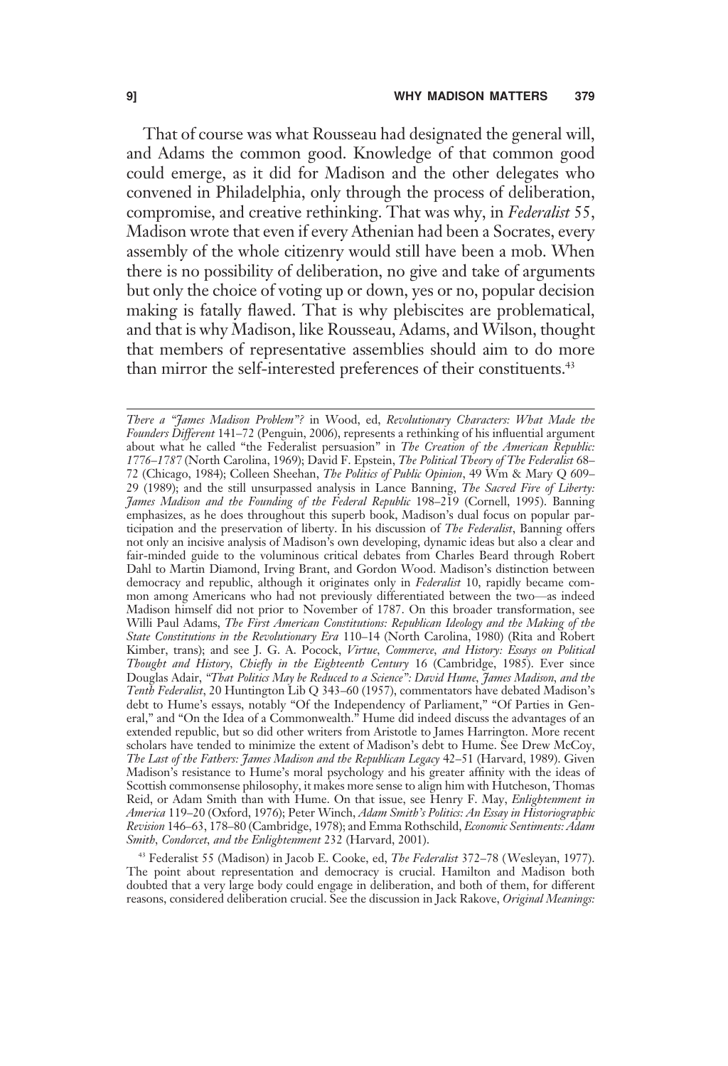That of course was what Rousseau had designated the general will, and Adams the common good. Knowledge of that common good could emerge, as it did for Madison and the other delegates who convened in Philadelphia, only through the process of deliberation, compromise, and creative rethinking. That was why, in *Federalist* 55, Madison wrote that even if every Athenian had been a Socrates, every assembly of the whole citizenry would still have been a mob. When there is no possibility of deliberation, no give and take of arguments but only the choice of voting up or down, yes or no, popular decision making is fatally flawed. That is why plebiscites are problematical, and that is why Madison, like Rousseau, Adams, and Wilson, thought that members of representative assemblies should aim to do more than mirror the self-interested preferences of their constituents.[43]

---

*There a "James Madison Problem"?* in Wood, ed, *Revolutionary Characters: What Made the Founders Different* 141–72 (Penguin, 2006), represents a rethinking of his influential argument about what he called "the Federalist persuasion" in *The Creation of the American Republic: 1776–1787* (North Carolina, 1969); David F. Epstein, *The Political Theory of The Federalist* 68–72 (Chicago, 1984); Colleen Sheehan, *The Politics of Public Opinion*, 49 Wm & Mary Q 609–29 (1989); and the still unsurpassed analysis in Lance Banning, *The Sacred Fire of Liberty: James Madison and the Founding of the Federal Republic* 198–219 (Cornell, 1995). Banning emphasizes, as he does throughout this superb book, Madison's dual focus on popular participation and the preservation of liberty. In his discussion of *The Federalist*, Banning offers not only an incisive analysis of Madison's own developing, dynamic ideas but also a clear and fair-minded guide to the voluminous critical debates from Charles Beard through Robert Dahl to Martin Diamond, Irving Brant, and Gordon Wood. Madison's distinction between democracy and republic, although it originates only in *Federalist* 10, rapidly became common among Americans who had not previously differentiated between the two—as indeed Madison himself did not prior to November of 1787. On this broader transformation, see Willi Paul Adams, *The First American Constitutions: Republican Ideology and the Making of the State Constitutions in the Revolutionary Era* 110–14 (North Carolina, 1980) (Rita and Robert Kimber, trans); and see J. G. A. Pocock, *Virtue, Commerce, and History: Essays on Political Thought and History, Chiefly in the Eighteenth Century* 16 (Cambridge, 1985). Ever since Douglas Adair, *"That Politics May be Reduced to a Science": David Hume, James Madison, and the Tenth Federalist*, 20 Huntington Lib Q 343–60 (1957), commentators have debated Madison's debt to Hume's essays, notably "Of the Independency of Parliament," "Of Parties in General," and "On the Idea of a Commonwealth." Hume did indeed discuss the advantages of an extended republic, but so did other writers from Aristotle to James Harrington. More recent scholars have tended to minimize the extent of Madison's debt to Hume. See Drew McCoy, *The Last of the Fathers: James Madison and the Republican Legacy* 42–51 (Harvard, 1989). Given Madison's resistance to Hume's moral psychology and his greater affinity with the ideas of Scottish commonsense philosophy, it makes more sense to align him with Hutcheson, Thomas Reid, or Adam Smith than with Hume. On that issue, see Henry F. May, *Enlightenment in America* 119–20 (Oxford, 1976); Peter Winch, *Adam Smith's Politics: An Essay in Historiographic Revision* 146–63, 178–80 (Cambridge, 1978); and Emma Rothschild, *Economic Sentiments: Adam Smith, Condorcet, and the Enlightenment* 232 (Harvard, 2001).

[43] Federalist 55 (Madison) in Jacob E. Cooke, ed, *The Federalist* 372–78 (Wesleyan, 1977). The point about representation and democracy is crucial. Hamilton and Madison both doubted that a very large body could engage in deliberation, and both of them, for different reasons, considered deliberation crucial. See the discussion in Jack Rakove, *Original Meanings:*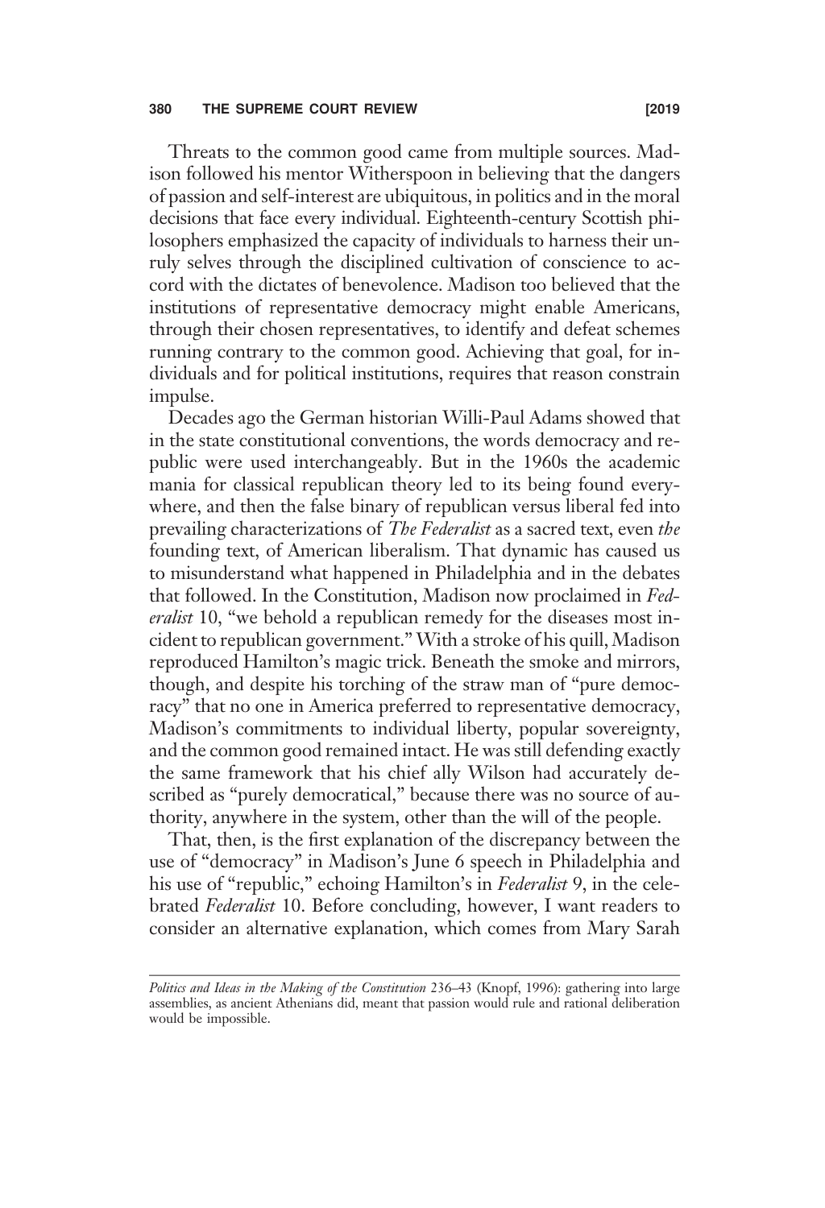Threats to the common good came from multiple sources. Madison followed his mentor Witherspoon in believing that the dangers of passion and self-interest are ubiquitous, in politics and in the moral decisions that face every individual. Eighteenth-century Scottish philosophers emphasized the capacity of individuals to harness their unruly selves through the disciplined cultivation of conscience to accord with the dictates of benevolence. Madison too believed that the institutions of representative democracy might enable Americans, through their chosen representatives, to identify and defeat schemes running contrary to the common good. Achieving that goal, for individuals and for political institutions, requires that reason constrain impulse.

Decades ago the German historian Willi-Paul Adams showed that in the state constitutional conventions, the words democracy and republic were used interchangeably. But in the 1960s the academic mania for classical republican theory led to its being found everywhere, and then the false binary of republican versus liberal fed into prevailing characterizations of *The Federalist* as a sacred text, even *the* founding text, of American liberalism. That dynamic has caused us to misunderstand what happened in Philadelphia and in the debates that followed. In the Constitution, Madison now proclaimed in *Federalist* 10, "we behold a republican remedy for the diseases most incident to republican government." With a stroke of his quill, Madison reproduced Hamilton's magic trick. Beneath the smoke and mirrors, though, and despite his torching of the straw man of "pure democracy" that no one in America preferred to representative democracy, Madison's commitments to individual liberty, popular sovereignty, and the common good remained intact. He was still defending exactly the same framework that his chief ally Wilson had accurately described as "purely democratical," because there was no source of authority, anywhere in the system, other than the will of the people.

That, then, is the first explanation of the discrepancy between the use of "democracy" in Madison's June 6 speech in Philadelphia and his use of "republic," echoing Hamilton's in *Federalist* 9, in the celebrated *Federalist* 10. Before concluding, however, I want readers to consider an alternative explanation, which comes from Mary Sarah

---

*Politics and Ideas in the Making of the Constitution* 236–43 (Knopf, 1996): gathering into large assemblies, as ancient Athenians did, meant that passion would rule and rational deliberation would be impossible.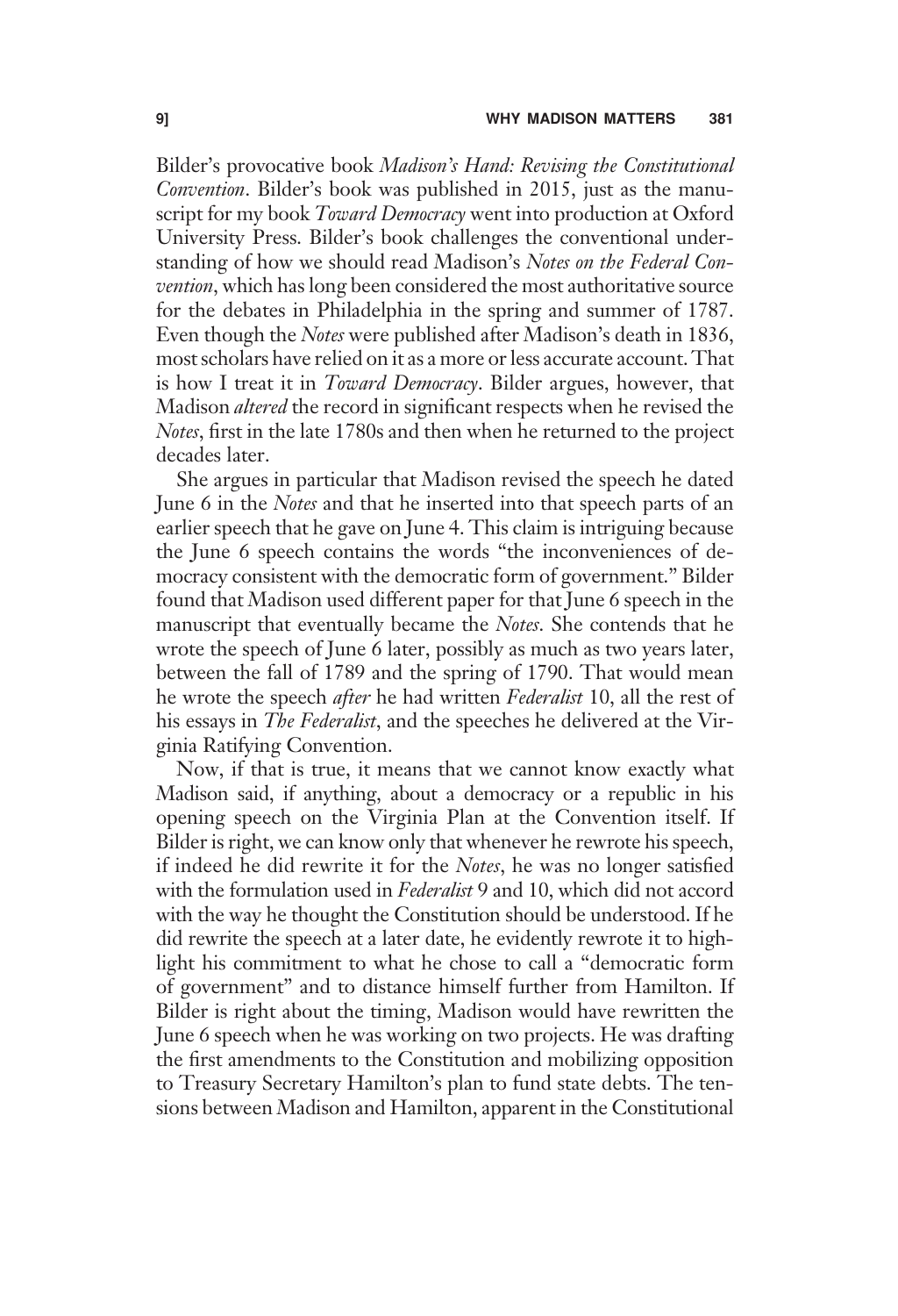Bilder's provocative book *Madison's Hand: Revising the Constitutional Convention*. Bilder's book was published in 2015, just as the manuscript for my book *Toward Democracy* went into production at Oxford University Press. Bilder's book challenges the conventional understanding of how we should read Madison's *Notes on the Federal Convention*, which has long been considered the most authoritative source for the debates in Philadelphia in the spring and summer of 1787. Even though the *Notes* were published after Madison's death in 1836, most scholars have relied on it as a more or less accurate account. That is how I treat it in *Toward Democracy*. Bilder argues, however, that Madison *altered* the record in significant respects when he revised the *Notes*, first in the late 1780s and then when he returned to the project decades later.

She argues in particular that Madison revised the speech he dated June 6 in the *Notes* and that he inserted into that speech parts of an earlier speech that he gave on June 4. This claim is intriguing because the June 6 speech contains the words "the inconveniences of democracy consistent with the democratic form of government." Bilder found that Madison used different paper for that June 6 speech in the manuscript that eventually became the *Notes*. She contends that he wrote the speech of June 6 later, possibly as much as two years later, between the fall of 1789 and the spring of 1790. That would mean he wrote the speech *after* he had written *Federalist* 10, all the rest of his essays in *The Federalist*, and the speeches he delivered at the Virginia Ratifying Convention.

Now, if that is true, it means that we cannot know exactly what Madison said, if anything, about a democracy or a republic in his opening speech on the Virginia Plan at the Convention itself. If Bilder is right, we can know only that whenever he rewrote his speech, if indeed he did rewrite it for the *Notes*, he was no longer satisfied with the formulation used in *Federalist* 9 and 10, which did not accord with the way he thought the Constitution should be understood. If he did rewrite the speech at a later date, he evidently rewrote it to highlight his commitment to what he chose to call a "democratic form of government" and to distance himself further from Hamilton. If Bilder is right about the timing, Madison would have rewritten the June 6 speech when he was working on two projects. He was drafting the first amendments to the Constitution and mobilizing opposition to Treasury Secretary Hamilton's plan to fund state debts. The tensions between Madison and Hamilton, apparent in the Constitutional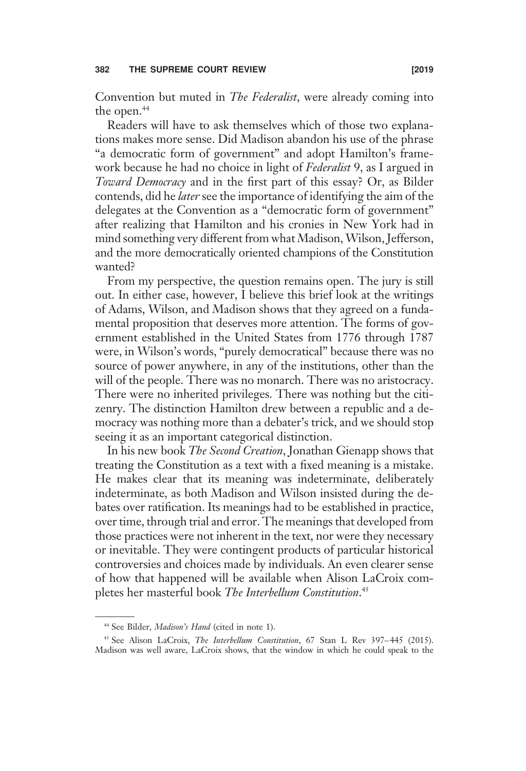Convention but muted in *The Federalist*, were already coming into the open.[44]

Readers will have to ask themselves which of those two explanations makes more sense. Did Madison abandon his use of the phrase "a democratic form of government" and adopt Hamilton's framework because he had no choice in light of *Federalist* 9, as I argued in *Toward Democracy* and in the first part of this essay? Or, as Bilder contends, did he *later* see the importance of identifying the aim of the delegates at the Convention as a "democratic form of government" after realizing that Hamilton and his cronies in New York had in mind something very different from what Madison, Wilson, Jefferson, and the more democratically oriented champions of the Constitution wanted?

From my perspective, the question remains open. The jury is still out. In either case, however, I believe this brief look at the writings of Adams, Wilson, and Madison shows that they agreed on a fundamental proposition that deserves more attention. The forms of government established in the United States from 1776 through 1787 were, in Wilson's words, "purely democratical" because there was no source of power anywhere, in any of the institutions, other than the will of the people. There was no monarch. There was no aristocracy. There were no inherited privileges. There was nothing but the citizenry. The distinction Hamilton drew between a republic and a democracy was nothing more than a debater's trick, and we should stop seeing it as an important categorical distinction.

In his new book *The Second Creation*, Jonathan Gienapp shows that treating the Constitution as a text with a fixed meaning is a mistake. He makes clear that its meaning was indeterminate, deliberately indeterminate, as both Madison and Wilson insisted during the debates over ratification. Its meanings had to be established in practice, over time, through trial and error. The meanings that developed from those practices were not inherent in the text, nor were they necessary or inevitable. They were contingent products of particular historical controversies and choices made by individuals. An even clearer sense of how that happened will be available when Alison LaCroix completes her masterful book *The Interbellum Constitution*.[45]

---

[44] See Bilder, *Madison's Hand* (cited in note 1).

[45] See Alison LaCroix, *The Interbellum Constitution*, 67 Stan L Rev 397–445 (2015). Madison was well aware, LaCroix shows, that the window in which he could speak to the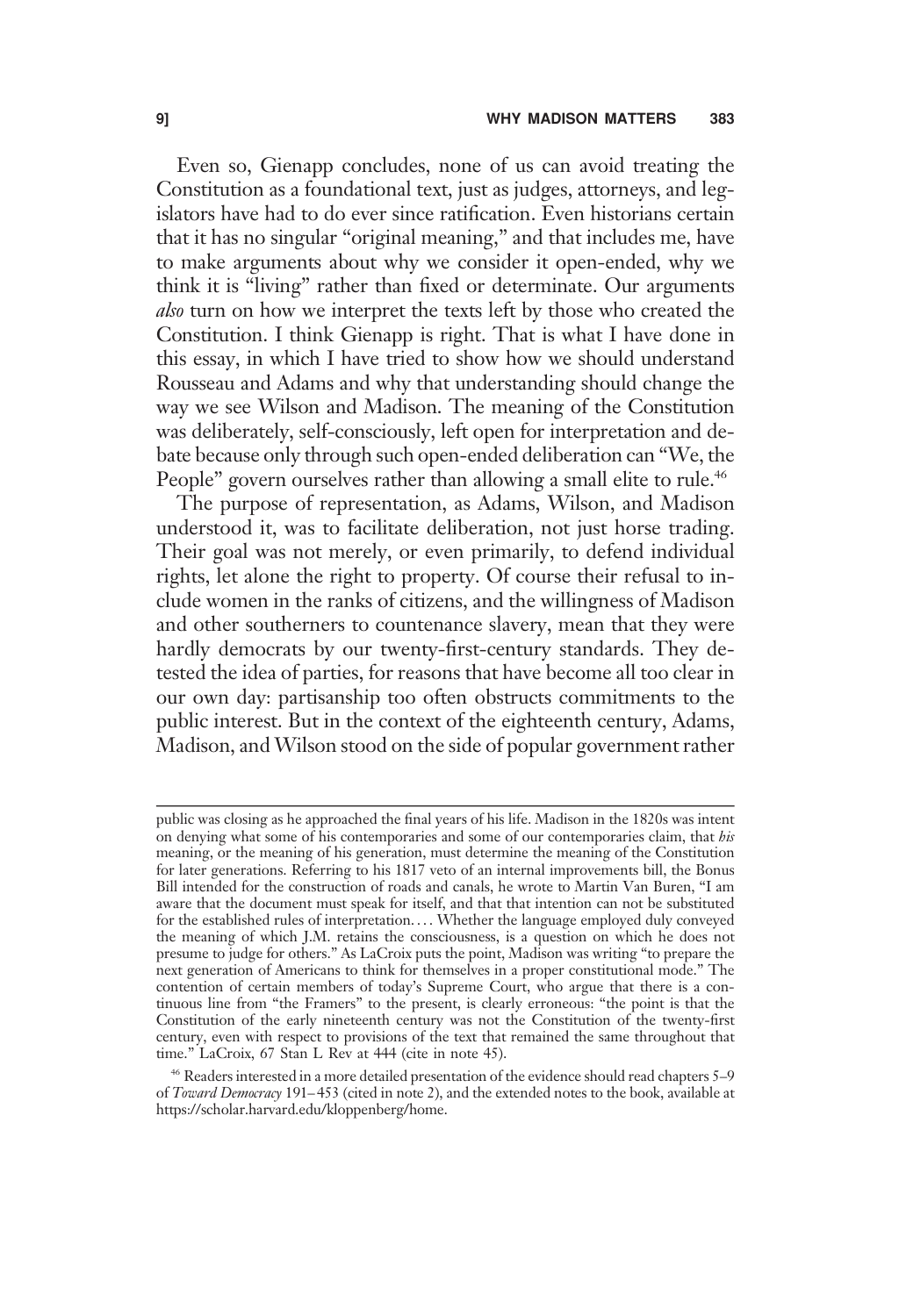Even so, Gienapp concludes, none of us can avoid treating the Constitution as a foundational text, just as judges, attorneys, and legislators have had to do ever since ratification. Even historians certain that it has no singular "original meaning," and that includes me, have to make arguments about why we consider it open-ended, why we think it is "living" rather than fixed or determinate. Our arguments *also* turn on how we interpret the texts left by those who created the Constitution. I think Gienapp is right. That is what I have done in this essay, in which I have tried to show how we should understand Rousseau and Adams and why that understanding should change the way we see Wilson and Madison. The meaning of the Constitution was deliberately, self-consciously, left open for interpretation and debate because only through such open-ended deliberation can "We, the People" govern ourselves rather than allowing a small elite to rule.[46]

The purpose of representation, as Adams, Wilson, and Madison understood it, was to facilitate deliberation, not just horse trading. Their goal was not merely, or even primarily, to defend individual rights, let alone the right to property. Of course their refusal to include women in the ranks of citizens, and the willingness of Madison and other southerners to countenance slavery, mean that they were hardly democrats by our twenty-first-century standards. They detested the idea of parties, for reasons that have become all too clear in our own day: partisanship too often obstructs commitments to the public interest. But in the context of the eighteenth century, Adams, Madison, and Wilson stood on the side of popular government rather

---

public was closing as he approached the final years of his life. Madison in the 1820s was intent on denying what some of his contemporaries and some of our contemporaries claim, that *his* meaning, or the meaning of his generation, must determine the meaning of the Constitution for later generations. Referring to his 1817 veto of an internal improvements bill, the Bonus Bill intended for the construction of roads and canals, he wrote to Martin Van Buren, "I am aware that the document must speak for itself, and that that intention can not be substituted for the established rules of interpretation. . . . Whether the language employed duly conveyed the meaning of which J.M. retains the consciousness, is a question on which he does not presume to judge for others." As LaCroix puts the point, Madison was writing "to prepare the next generation of Americans to think for themselves in a proper constitutional mode." The contention of certain members of today's Supreme Court, who argue that there is a continuous line from "the Framers" to the present, is clearly erroneous: "the point is that the Constitution of the early nineteenth century was not the Constitution of the twenty-first century, even with respect to provisions of the text that remained the same throughout that time." LaCroix, 67 Stan L Rev at 444 (cite in note 45).

[46] Readers interested in a more detailed presentation of the evidence should read chapters 5–9 of *Toward Democracy* 191–453 (cited in note 2), and the extended notes to the book, available at https://scholar.harvard.edu/kloppenberg/home.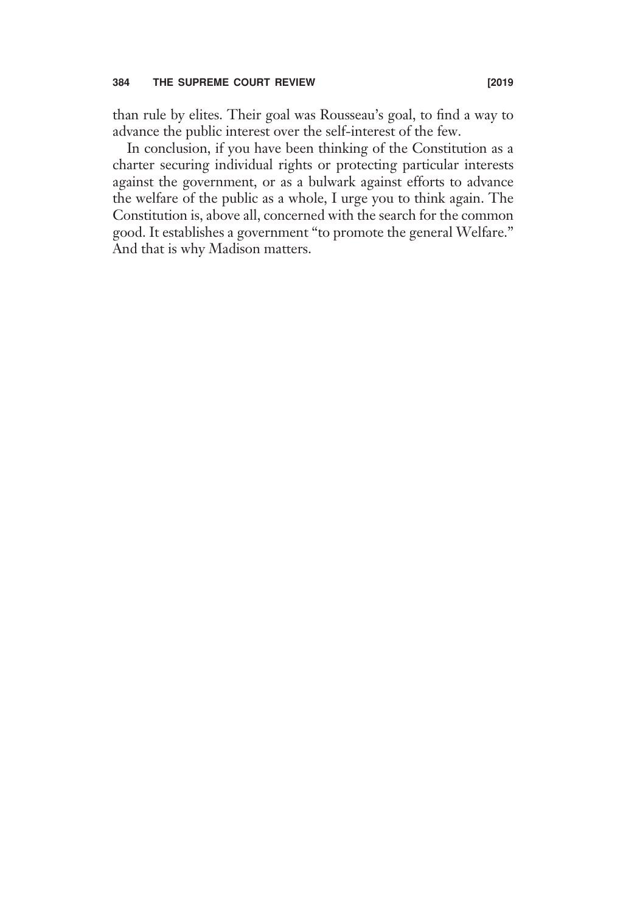than rule by elites. Their goal was Rousseau's goal, to find a way to advance the public interest over the self-interest of the few.

In conclusion, if you have been thinking of the Constitution as a charter securing individual rights or protecting particular interests against the government, or as a bulwark against efforts to advance the welfare of the public as a whole, I urge you to think again. The Constitution is, above all, concerned with the search for the common good. It establishes a government "to promote the general Welfare." And that is why Madison matters.